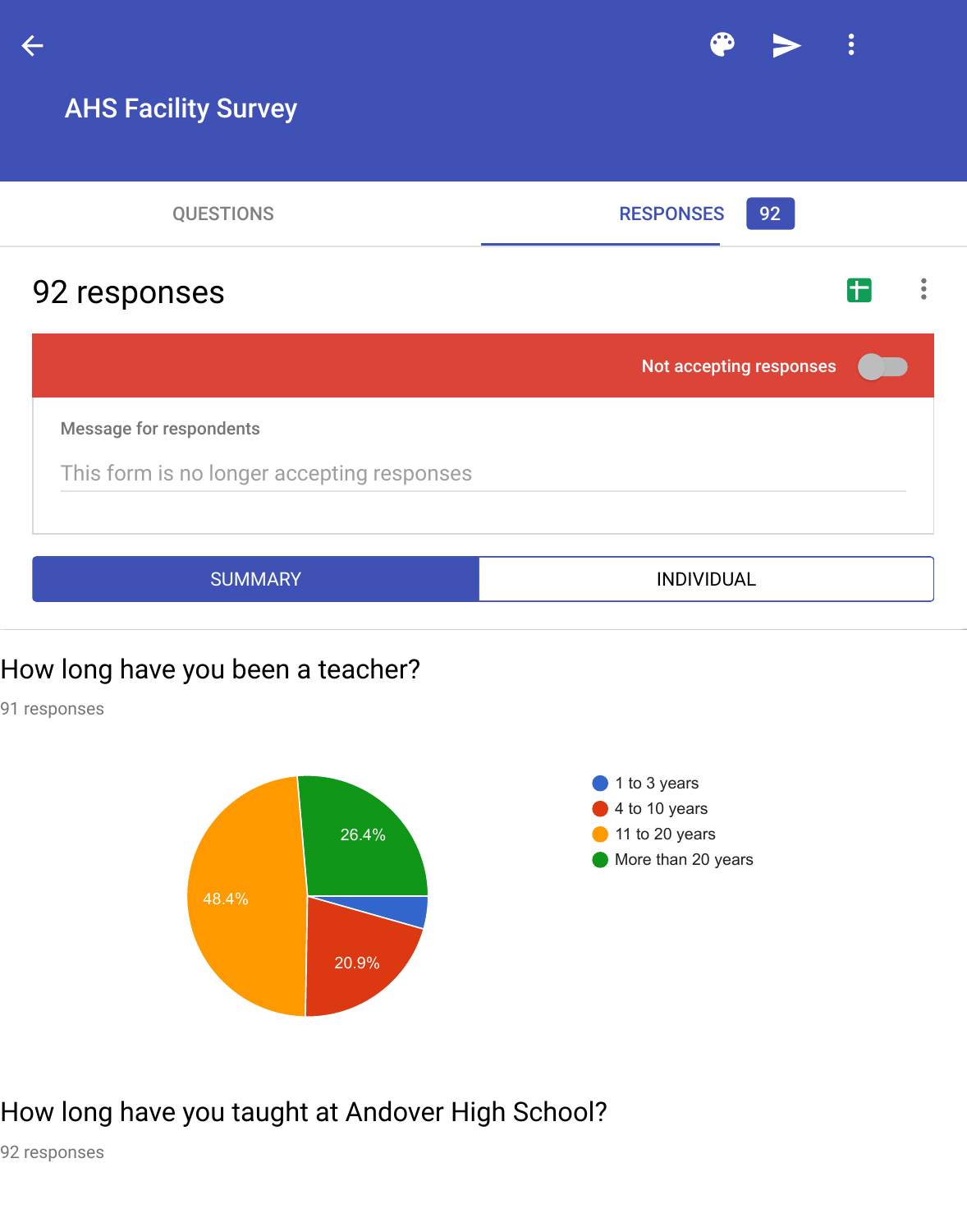# AHS Facility Survey

QUESTIONS

RESPONSES 92

## 92 responses

Not accepting responses

Message for respondents

This form is no longer accepting responses

SUMMARY | INDIVIDUAL

### How long have you been a teacher?

91 responses

- 1 to 3 years
- 4 to 10 years: 20.9%
- 11 to 20 years: 48.4%
- More than 20 years: 26.4%

### How long have you taught at Andover High School?

92 responses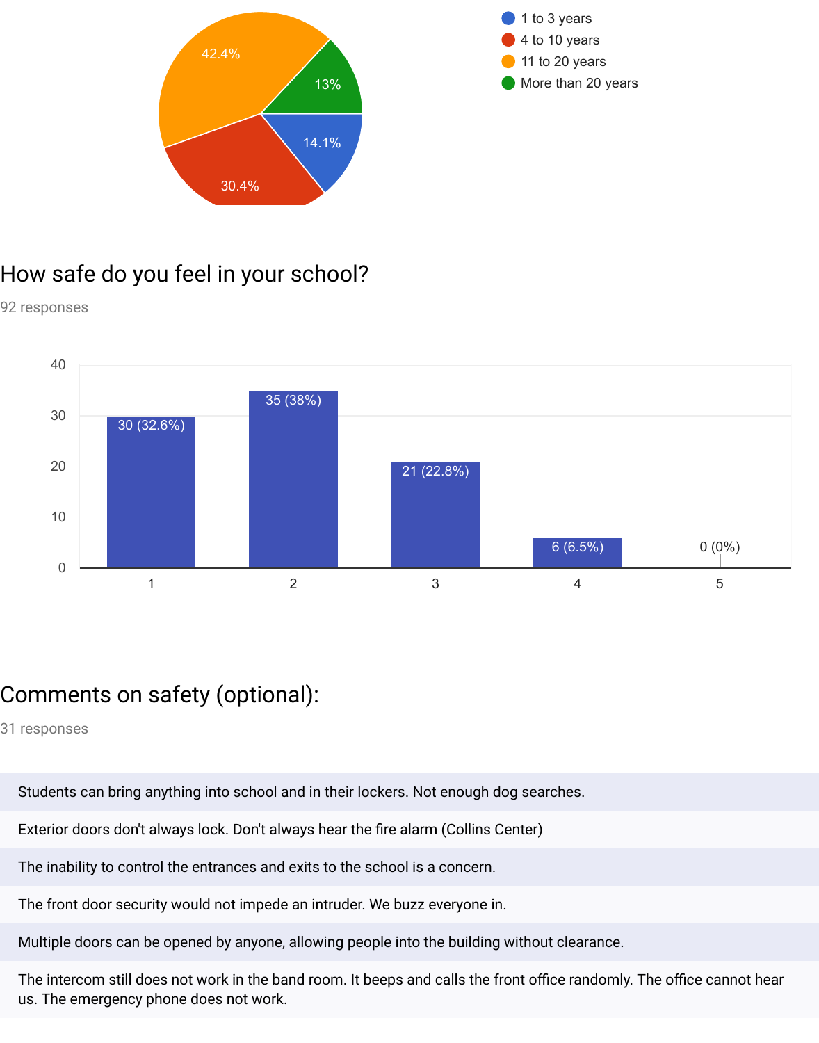- 1 to 3 years: 14.1%
- 4 to 10 years: 30.4%
- 11 to 20 years: 42.4%
- More than 20 years: 13%

## How safe do you feel in your school?

92 responses

| Rating | Responses |
|---|---|
| 1 | 30 (32.6%) |
| 2 | 35 (38%) |
| 3 | 21 (22.8%) |
| 4 | 6 (6.5%) |
| 5 | 0 (0%) |

## Comments on safety (optional):

31 responses

Students can bring anything into school and in their lockers. Not enough dog searches.

Exterior doors don't always lock. Don't always hear the fire alarm (Collins Center)

The inability to control the entrances and exits to the school is a concern.

The front door security would not impede an intruder. We buzz everyone in.

Multiple doors can be opened by anyone, allowing people into the building without clearance.

The intercom still does not work in the band room. It beeps and calls the front office randomly. The office cannot hear us. The emergency phone does not work.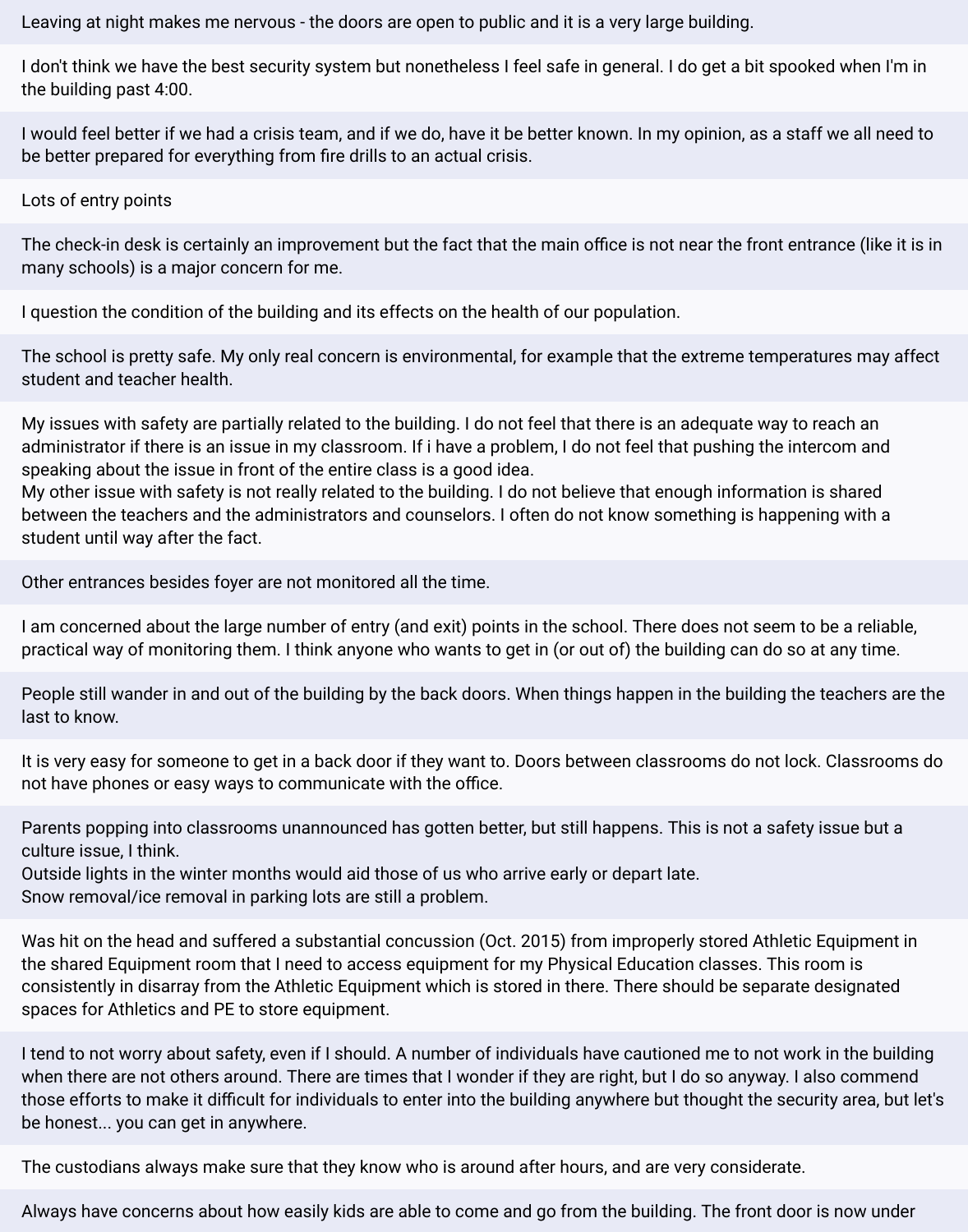Leaving at night makes me nervous - the doors are open to public and it is a very large building.

I don't think we have the best security system but nonetheless I feel safe in general. I do get a bit spooked when I'm in the building past 4:00.

I would feel better if we had a crisis team, and if we do, have it be better known. In my opinion, as a staff we all need to be better prepared for everything from fire drills to an actual crisis.

Lots of entry points

The check-in desk is certainly an improvement but the fact that the main office is not near the front entrance (like it is in many schools) is a major concern for me.

I question the condition of the building and its effects on the health of our population.

The school is pretty safe. My only real concern is environmental, for example that the extreme temperatures may affect student and teacher health.

My issues with safety are partially related to the building. I do not feel that there is an adequate way to reach an administrator if there is an issue in my classroom. If i have a problem, I do not feel that pushing the intercom and speaking about the issue in front of the entire class is a good idea.
My other issue with safety is not really related to the building. I do not believe that enough information is shared between the teachers and the administrators and counselors. I often do not know something is happening with a student until way after the fact.

Other entrances besides foyer are not monitored all the time.

I am concerned about the large number of entry (and exit) points in the school. There does not seem to be a reliable, practical way of monitoring them. I think anyone who wants to get in (or out of) the building can do so at any time.

People still wander in and out of the building by the back doors. When things happen in the building the teachers are the last to know.

It is very easy for someone to get in a back door if they want to. Doors between classrooms do not lock. Classrooms do not have phones or easy ways to communicate with the office.

Parents popping into classrooms unannounced has gotten better, but still happens. This is not a safety issue but a culture issue, I think.
Outside lights in the winter months would aid those of us who arrive early or depart late.
Snow removal/ice removal in parking lots are still a problem.

Was hit on the head and suffered a substantial concussion (Oct. 2015) from improperly stored Athletic Equipment in the shared Equipment room that I need to access equipment for my Physical Education classes. This room is consistently in disarray from the Athletic Equipment which is stored in there. There should be separate designated spaces for Athletics and PE to store equipment.

I tend to not worry about safety, even if I should. A number of individuals have cautioned me to not work in the building when there are not others around. There are times that I wonder if they are right, but I do so anyway. I also commend those efforts to make it difficult for individuals to enter into the building anywhere but thought the security area, but let's be honest... you can get in anywhere.

The custodians always make sure that they know who is around after hours, and are very considerate.

Always have concerns about how easily kids are able to come and go from the building. The front door is now under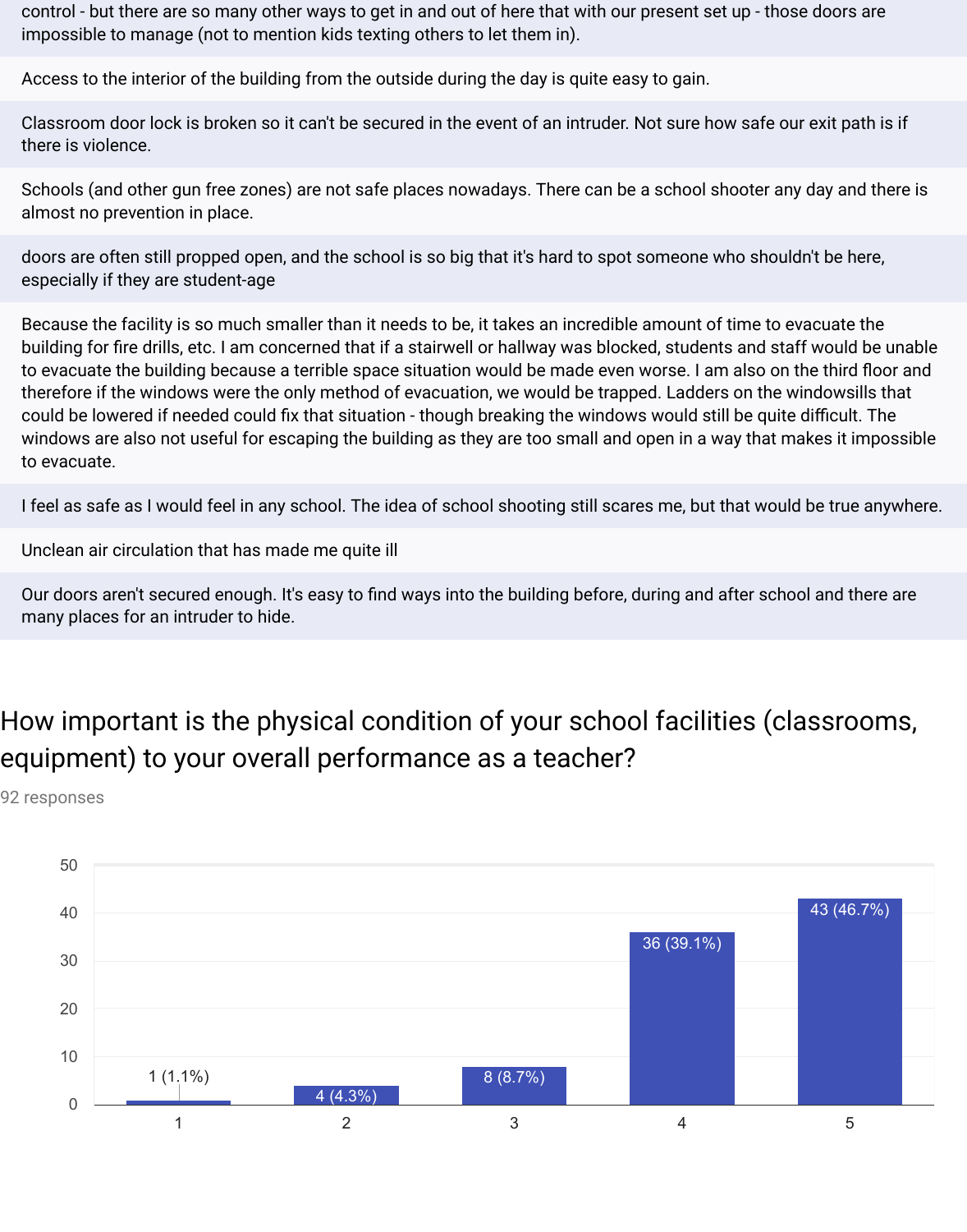control - but there are so many other ways to get in and out of here that with our present set up - those doors are impossible to manage (not to mention kids texting others to let them in).

Access to the interior of the building from the outside during the day is quite easy to gain.

Classroom door lock is broken so it can't be secured in the event of an intruder. Not sure how safe our exit path is if there is violence.

Schools (and other gun free zones) are not safe places nowadays. There can be a school shooter any day and there is almost no prevention in place.

doors are often still propped open, and the school is so big that it's hard to spot someone who shouldn't be here, especially if they are student-age

Because the facility is so much smaller than it needs to be, it takes an incredible amount of time to evacuate the building for fire drills, etc. I am concerned that if a stairwell or hallway was blocked, students and staff would be unable to evacuate the building because a terrible space situation would be made even worse. I am also on the third floor and therefore if the windows were the only method of evacuation, we would be trapped. Ladders on the windowsills that could be lowered if needed could fix that situation - though breaking the windows would still be quite difficult. The windows are also not useful for escaping the building as they are too small and open in a way that makes it impossible to evacuate.

I feel as safe as I would feel in any school. The idea of school shooting still scares me, but that would be true anywhere.

Unclean air circulation that has made me quite ill

Our doors aren't secured enough. It's easy to find ways into the building before, during and after school and there are many places for an intruder to hide.

## How important is the physical condition of your school facilities (classrooms, equipment) to your overall performance as a teacher?

92 responses

| Rating | Responses |
| --- | --- |
| 1 | 1 (1.1%) |
| 2 | 4 (4.3%) |
| 3 | 8 (8.7%) |
| 4 | 36 (39.1%) |
| 5 | 43 (46.7%) |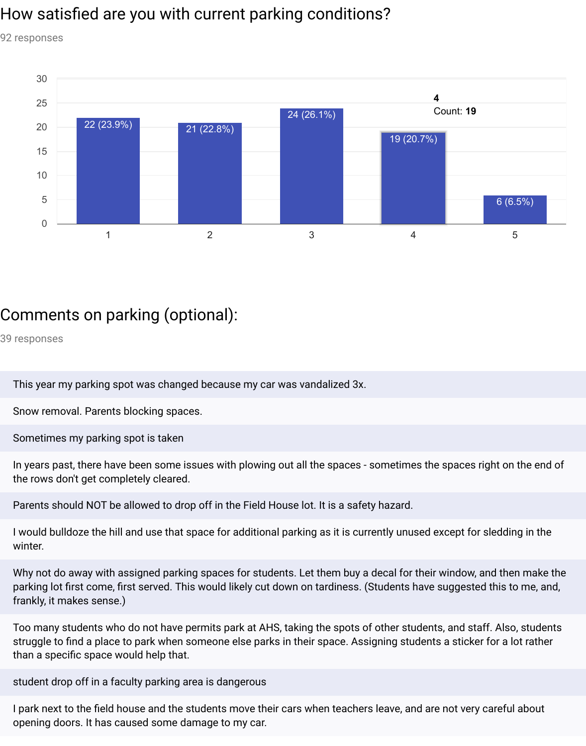## How satisfied are you with current parking conditions?

92 responses

| Rating | Count | Percentage |
|---|---|---|
| 1 | 22 | 23.9% |
| 2 | 21 | 22.8% |
| 3 | 24 | 26.1% |
| 4 | 19 | 20.7% |
| 5 | 6 | 6.5% |

## Comments on parking (optional):

39 responses

- This year my parking spot was changed because my car was vandalized 3x.
- Snow removal. Parents blocking spaces.
- Sometimes my parking spot is taken
- In years past, there have been some issues with plowing out all the spaces - sometimes the spaces right on the end of the rows don't get completely cleared.
- Parents should NOT be allowed to drop off in the Field House lot. It is a safety hazard.
- I would bulldoze the hill and use that space for additional parking as it is currently unused except for sledding in the winter.
- Why not do away with assigned parking spaces for students. Let them buy a decal for their window, and then make the parking lot first come, first served. This would likely cut down on tardiness. (Students have suggested this to me, and, frankly, it makes sense.)
- Too many students who do not have permits park at AHS, taking the spots of other students, and staff. Also, students struggle to find a place to park when someone else parks in their space. Assigning students a sticker for a lot rather than a specific space would help that.
- student drop off in a faculty parking area is dangerous
- I park next to the field house and the students move their cars when teachers leave, and are not very careful about opening doors. It has caused some damage to my car.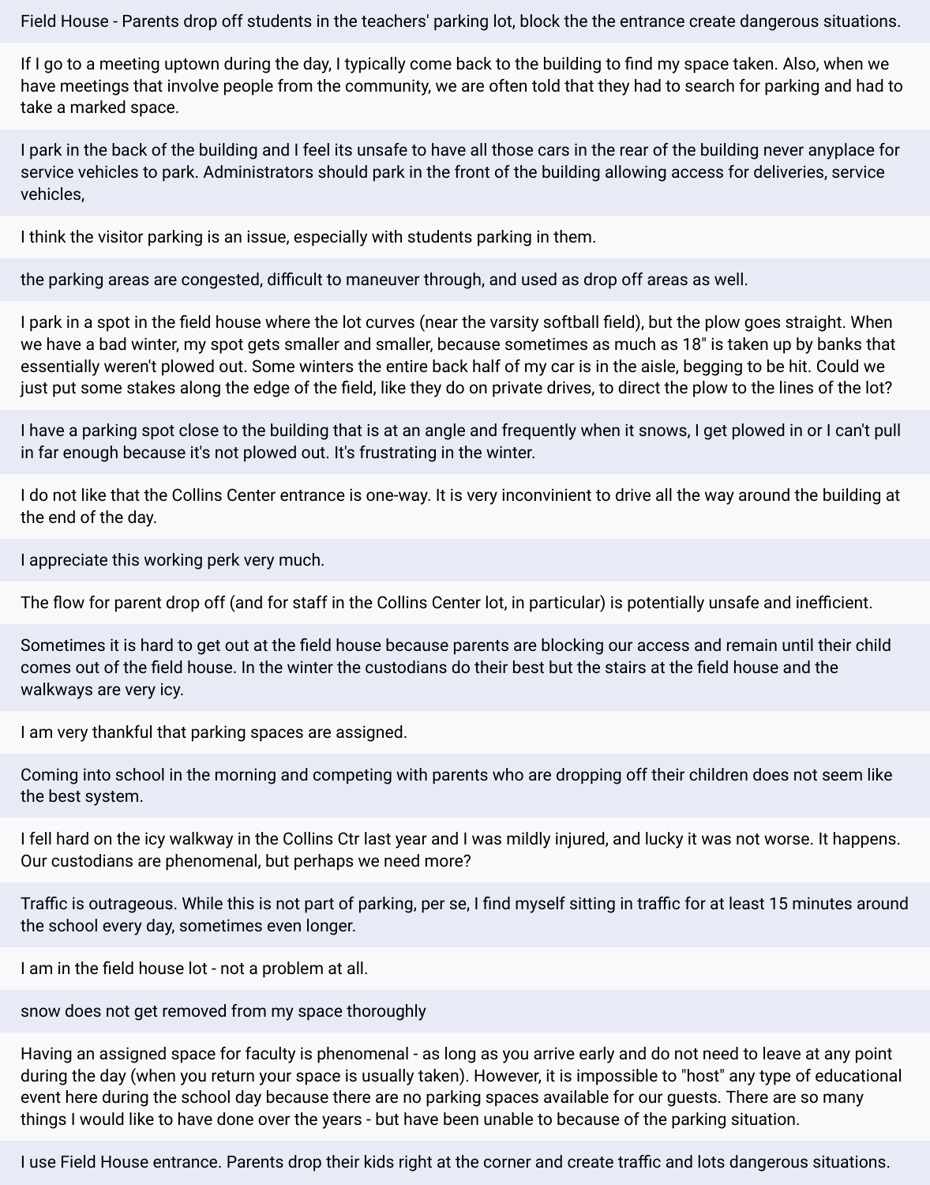Field House - Parents drop off students in the teachers' parking lot, block the the entrance create dangerous situations.

If I go to a meeting uptown during the day, I typically come back to the building to find my space taken. Also, when we have meetings that involve people from the community, we are often told that they had to search for parking and had to take a marked space.

I park in the back of the building and I feel its unsafe to have all those cars in the rear of the building never anyplace for service vehicles to park. Administrators should park in the front of the building allowing access for deliveries, service vehicles,

I think the visitor parking is an issue, especially with students parking in them.

the parking areas are congested, difficult to maneuver through, and used as drop off areas as well.

I park in a spot in the field house where the lot curves (near the varsity softball field), but the plow goes straight. When we have a bad winter, my spot gets smaller and smaller, because sometimes as much as 18" is taken up by banks that essentially weren't plowed out. Some winters the entire back half of my car is in the aisle, begging to be hit. Could we just put some stakes along the edge of the field, like they do on private drives, to direct the plow to the lines of the lot?

I have a parking spot close to the building that is at an angle and frequently when it snows, I get plowed in or I can't pull in far enough because it's not plowed out. It's frustrating in the winter.

I do not like that the Collins Center entrance is one-way. It is very inconvinient to drive all the way around the building at the end of the day.

I appreciate this working perk very much.

The flow for parent drop off (and for staff in the Collins Center lot, in particular) is potentially unsafe and inefficient.

Sometimes it is hard to get out at the field house because parents are blocking our access and remain until their child comes out of the field house. In the winter the custodians do their best but the stairs at the field house and the walkways are very icy.

I am very thankful that parking spaces are assigned.

Coming into school in the morning and competing with parents who are dropping off their children does not seem like the best system.

I fell hard on the icy walkway in the Collins Ctr last year and I was mildly injured, and lucky it was not worse. It happens. Our custodians are phenomenal, but perhaps we need more?

Traffic is outrageous. While this is not part of parking, per se, I find myself sitting in traffic for at least 15 minutes around the school every day, sometimes even longer.

I am in the field house lot - not a problem at all.

snow does not get removed from my space thoroughly

Having an assigned space for faculty is phenomenal - as long as you arrive early and do not need to leave at any point during the day (when you return your space is usually taken). However, it is impossible to "host" any type of educational event here during the school day because there are no parking spaces available for our guests. There are so many things I would like to have done over the years - but have been unable to because of the parking situation.

I use Field House entrance. Parents drop their kids right at the corner and create traffic and lots dangerous situations.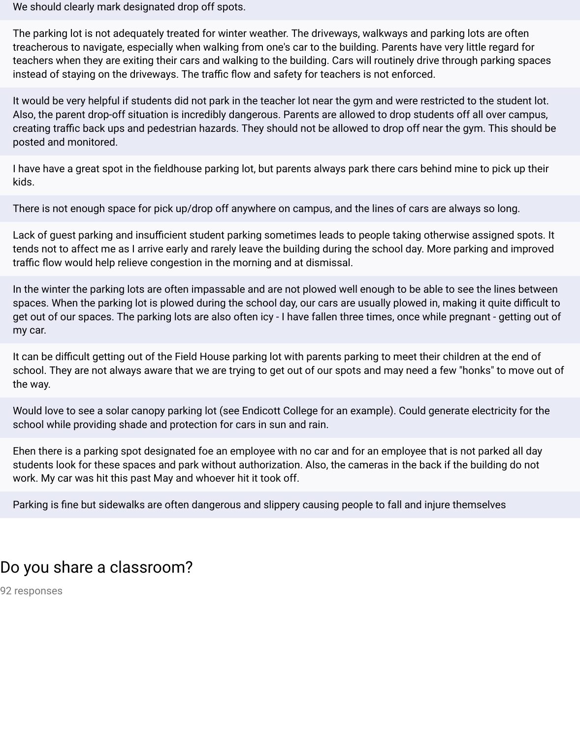We should clearly mark designated drop off spots.

The parking lot is not adequately treated for winter weather. The driveways, walkways and parking lots are often treacherous to navigate, especially when walking from one's car to the building. Parents have very little regard for teachers when they are exiting their cars and walking to the building. Cars will routinely drive through parking spaces instead of staying on the driveways. The traffic flow and safety for teachers is not enforced.

It would be very helpful if students did not park in the teacher lot near the gym and were restricted to the student lot. Also, the parent drop-off situation is incredibly dangerous. Parents are allowed to drop students off all over campus, creating traffic back ups and pedestrian hazards. They should not be allowed to drop off near the gym. This should be posted and monitored.

I have have a great spot in the fieldhouse parking lot, but parents always park there cars behind mine to pick up their kids.

There is not enough space for pick up/drop off anywhere on campus, and the lines of cars are always so long.

Lack of guest parking and insufficient student parking sometimes leads to people taking otherwise assigned spots. It tends not to affect me as I arrive early and rarely leave the building during the school day. More parking and improved traffic flow would help relieve congestion in the morning and at dismissal.

In the winter the parking lots are often impassable and are not plowed well enough to be able to see the lines between spaces. When the parking lot is plowed during the school day, our cars are usually plowed in, making it quite difficult to get out of our spaces. The parking lots are also often icy - I have fallen three times, once while pregnant - getting out of my car.

It can be difficult getting out of the Field House parking lot with parents parking to meet their children at the end of school. They are not always aware that we are trying to get out of our spots and may need a few "honks" to move out of the way.

Would love to see a solar canopy parking lot (see Endicott College for an example). Could generate electricity for the school while providing shade and protection for cars in sun and rain.

Ehen there is a parking spot designated foe an employee with no car and for an employee that is not parked all day students look for these spaces and park without authorization. Also, the cameras in the back if the building do not work. My car was hit this past May and whoever hit it took off.

Parking is fine but sidewalks are often dangerous and slippery causing people to fall and injure themselves

## Do you share a classroom?

92 responses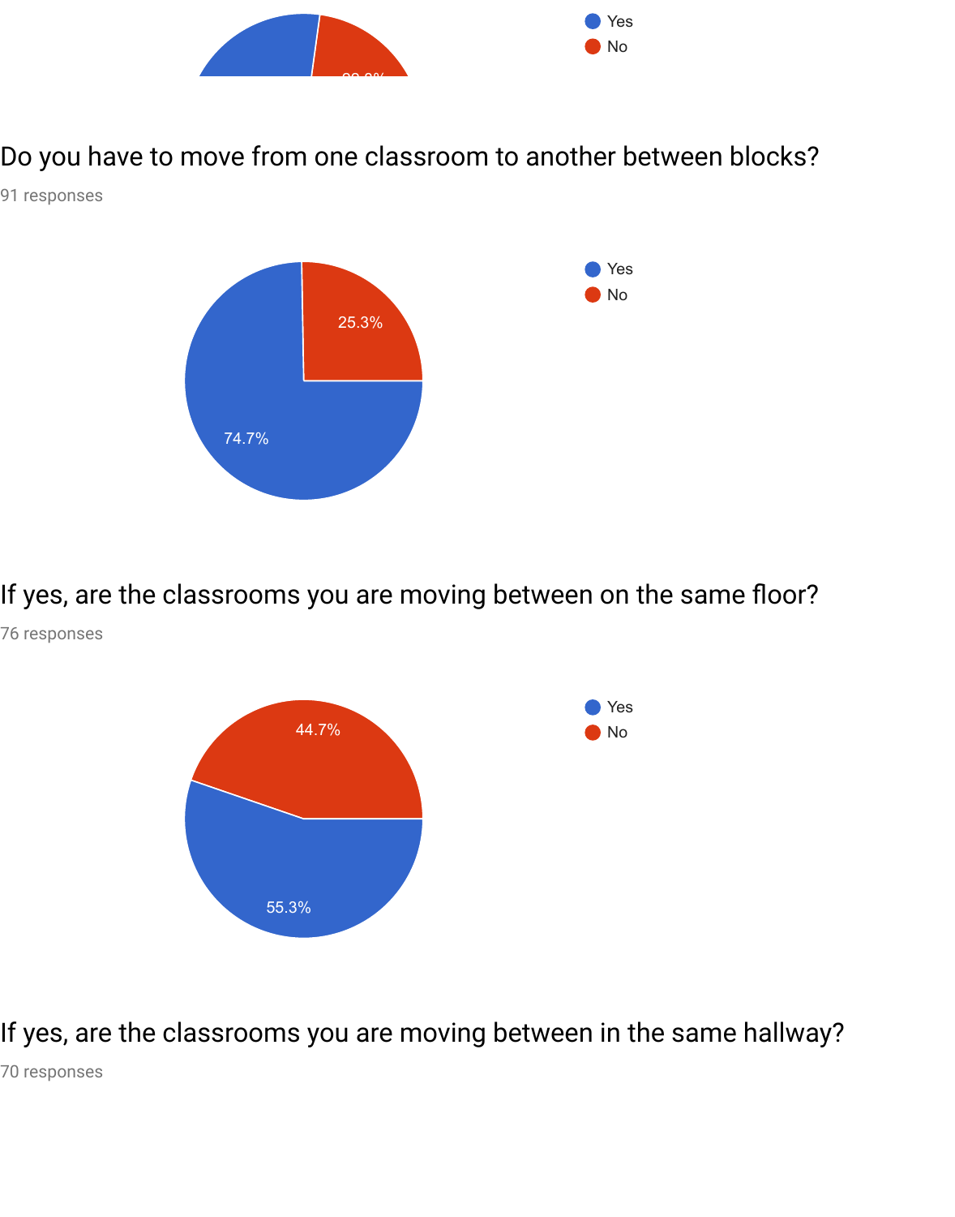Yes
No

## Do you have to move from one classroom to another between blocks?

91 responses

Yes
No

25.3%

74.7%

## If yes, are the classrooms you are moving between on the same floor?

76 responses

Yes
No

44.7%

55.3%

## If yes, are the classrooms you are moving between in the same hallway?

70 responses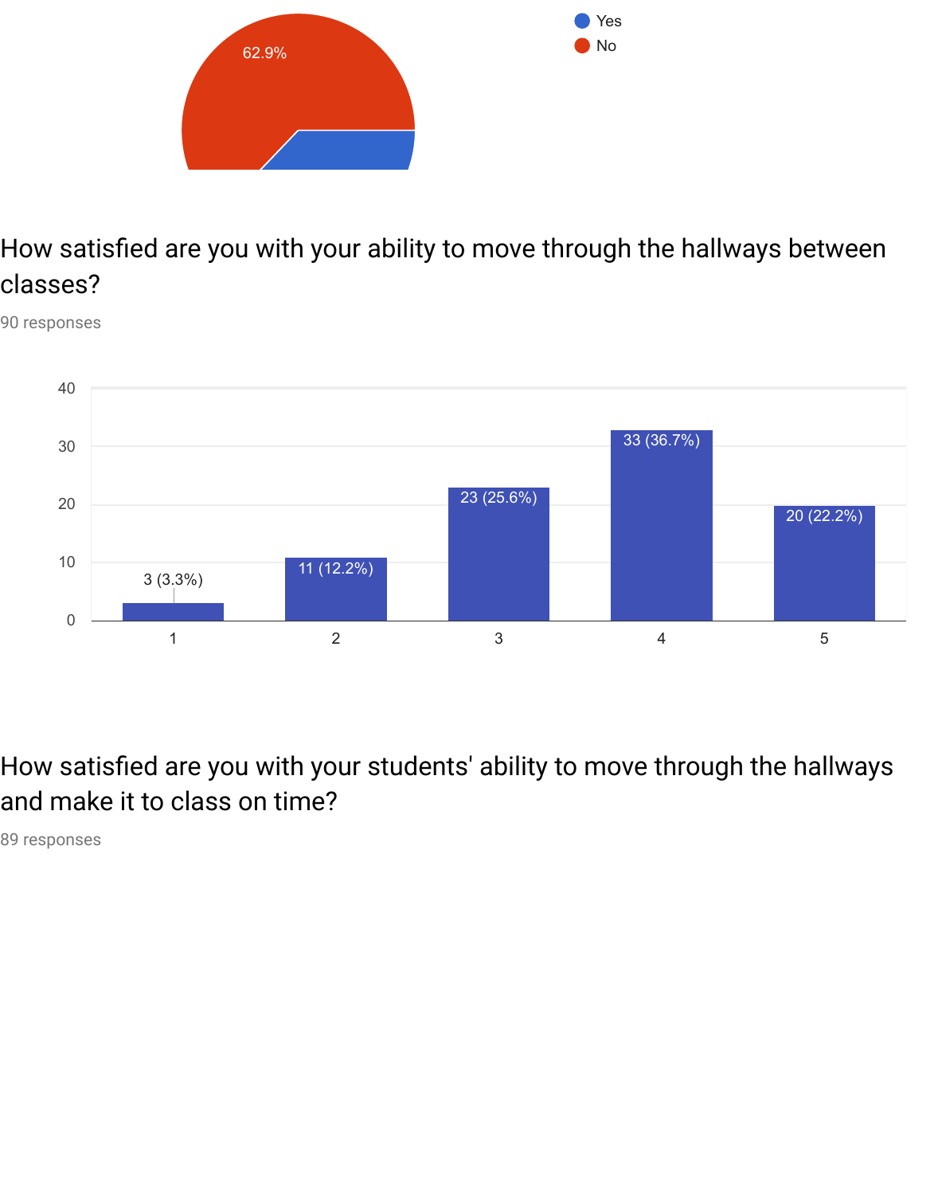Yes

No

62.9%

How satisfied are you with your ability to move through the hallways between classes?

90 responses

| Rating | Responses |
| --- | --- |
| 1 | 3 (3.3%) |
| 2 | 11 (12.2%) |
| 3 | 23 (25.6%) |
| 4 | 33 (36.7%) |
| 5 | 20 (22.2%) |

How satisfied are you with your students' ability to move through the hallways and make it to class on time?

89 responses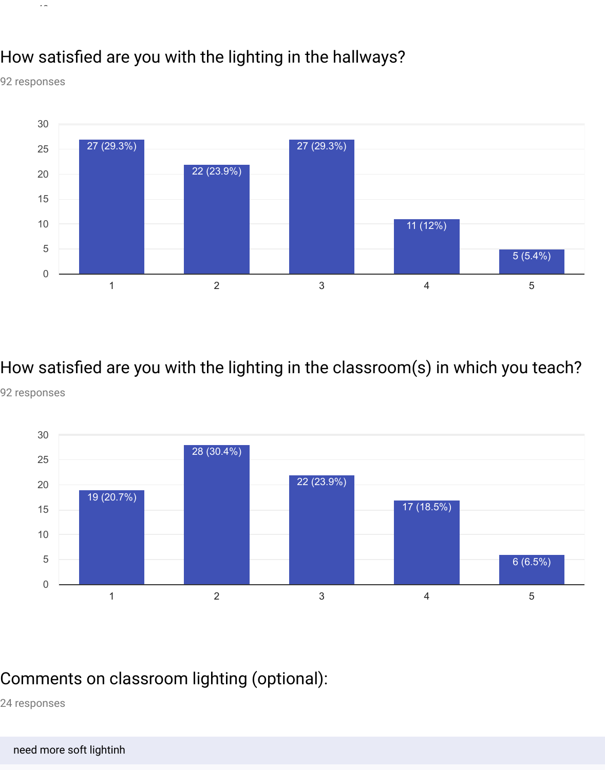## How satisfied are you with the lighting in the hallways?

92 responses

| Rating | Responses |
|---|---|
| 1 | 27 (29.3%) |
| 2 | 22 (23.9%) |
| 3 | 27 (29.3%) |
| 4 | 11 (12%) |
| 5 | 5 (5.4%) |

## How satisfied are you with the lighting in the classroom(s) in which you teach?

92 responses

| Rating | Responses |
|---|---|
| 1 | 19 (20.7%) |
| 2 | 28 (30.4%) |
| 3 | 22 (23.9%) |
| 4 | 17 (18.5%) |
| 5 | 6 (6.5%) |

## Comments on classroom lighting (optional):

24 responses

need more soft lightinh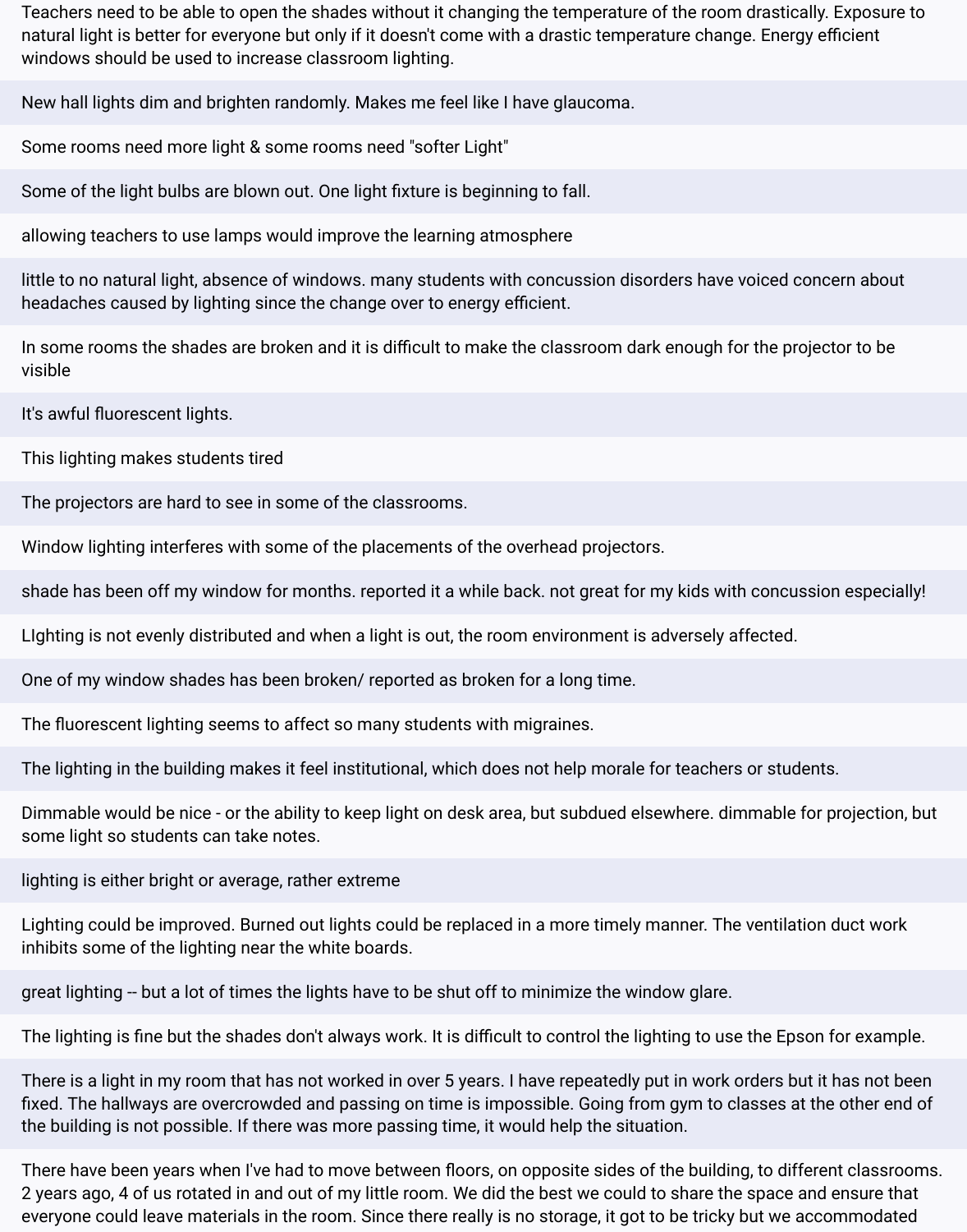Teachers need to be able to open the shades without it changing the temperature of the room drastically. Exposure to natural light is better for everyone but only if it doesn't come with a drastic temperature change. Energy efficient windows should be used to increase classroom lighting.

New hall lights dim and brighten randomly. Makes me feel like I have glaucoma.

Some rooms need more light & some rooms need "softer Light"

Some of the light bulbs are blown out. One light fixture is beginning to fall.

allowing teachers to use lamps would improve the learning atmosphere

little to no natural light, absence of windows. many students with concussion disorders have voiced concern about headaches caused by lighting since the change over to energy efficient.

In some rooms the shades are broken and it is difficult to make the classroom dark enough for the projector to be visible

It's awful fluorescent lights.

This lighting makes students tired

The projectors are hard to see in some of the classrooms.

Window lighting interferes with some of the placements of the overhead projectors.

shade has been off my window for months. reported it a while back. not great for my kids with concussion especially!

LIghting is not evenly distributed and when a light is out, the room environment is adversely affected.

One of my window shades has been broken/ reported as broken for a long time.

The fluorescent lighting seems to affect so many students with migraines.

The lighting in the building makes it feel institutional, which does not help morale for teachers or students.

Dimmable would be nice - or the ability to keep light on desk area, but subdued elsewhere. dimmable for projection, but some light so students can take notes.

lighting is either bright or average, rather extreme

Lighting could be improved. Burned out lights could be replaced in a more timely manner. The ventilation duct work inhibits some of the lighting near the white boards.

great lighting -- but a lot of times the lights have to be shut off to minimize the window glare.

The lighting is fine but the shades don't always work. It is difficult to control the lighting to use the Epson for example.

There is a light in my room that has not worked in over 5 years. I have repeatedly put in work orders but it has not been fixed. The hallways are overcrowded and passing on time is impossible. Going from gym to classes at the other end of the building is not possible. If there was more passing time, it would help the situation.

There have been years when I've had to move between floors, on opposite sides of the building, to different classrooms. 2 years ago, 4 of us rotated in and out of my little room. We did the best we could to share the space and ensure that everyone could leave materials in the room. Since there really is no storage, it got to be tricky but we accommodated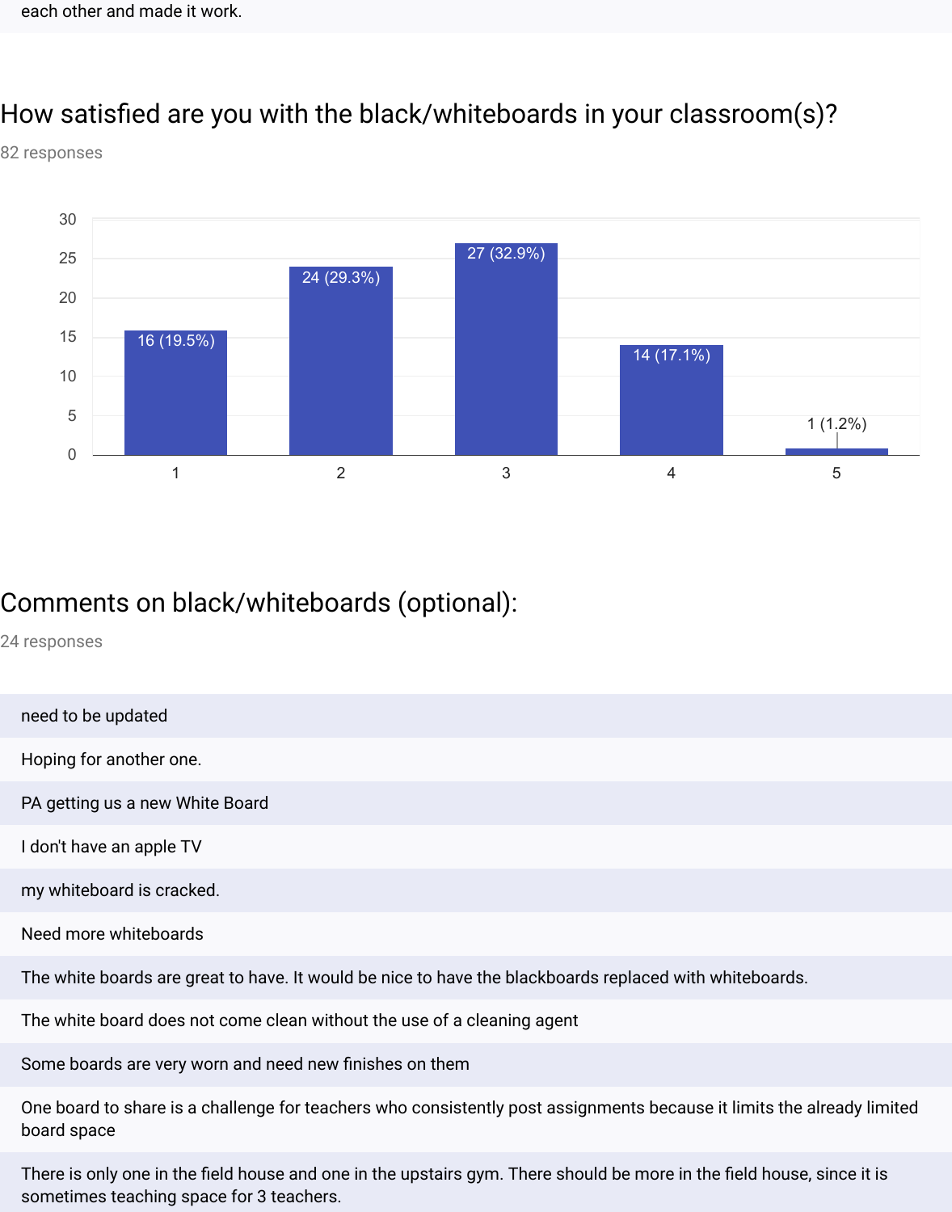each other and made it work.

## How satisfied are you with the black/whiteboards in your classroom(s)?

82 responses

| Rating | Responses |
|---|---|
| 1 | 16 (19.5%) |
| 2 | 24 (29.3%) |
| 3 | 27 (32.9%) |
| 4 | 14 (17.1%) |
| 5 | 1 (1.2%) |

## Comments on black/whiteboards (optional):

24 responses

need to be updated

Hoping for another one.

PA getting us a new White Board

I don't have an apple TV

my whiteboard is cracked.

Need more whiteboards

The white boards are great to have. It would be nice to have the blackboards replaced with whiteboards.

The white board does not come clean without the use of a cleaning agent

Some boards are very worn and need new finishes on them

One board to share is a challenge for teachers who consistently post assignments because it limits the already limited board space

There is only one in the field house and one in the upstairs gym. There should be more in the field house, since it is sometimes teaching space for 3 teachers.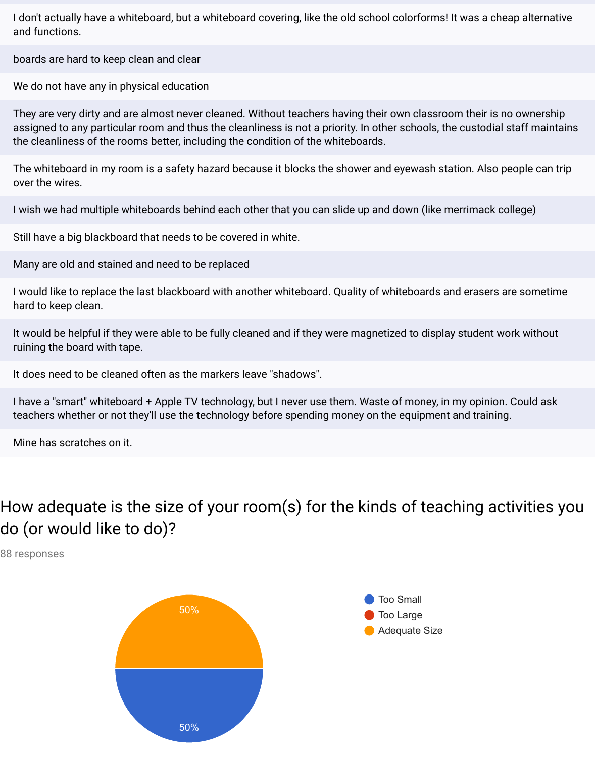I don't actually have a whiteboard, but a whiteboard covering, like the old school colorforms! It was a cheap alternative and functions.

boards are hard to keep clean and clear

We do not have any in physical education

They are very dirty and are almost never cleaned. Without teachers having their own classroom their is no ownership assigned to any particular room and thus the cleanliness is not a priority. In other schools, the custodial staff maintains the cleanliness of the rooms better, including the condition of the whiteboards.

The whiteboard in my room is a safety hazard because it blocks the shower and eyewash station. Also people can trip over the wires.

I wish we had multiple whiteboards behind each other that you can slide up and down (like merrimack college)

Still have a big blackboard that needs to be covered in white.

Many are old and stained and need to be replaced

I would like to replace the last blackboard with another whiteboard. Quality of whiteboards and erasers are sometime hard to keep clean.

It would be helpful if they were able to be fully cleaned and if they were magnetized to display student work without ruining the board with tape.

It does need to be cleaned often as the markers leave "shadows".

I have a "smart" whiteboard + Apple TV technology, but I never use them. Waste of money, in my opinion. Could ask teachers whether or not they'll use the technology before spending money on the equipment and training.

Mine has scratches on it.

## How adequate is the size of your room(s) for the kinds of teaching activities you do (or would like to do)?

88 responses

| Response | Percentage |
|---|---|
| Too Small | 50% |
| Too Large | |
| Adequate Size | 50% |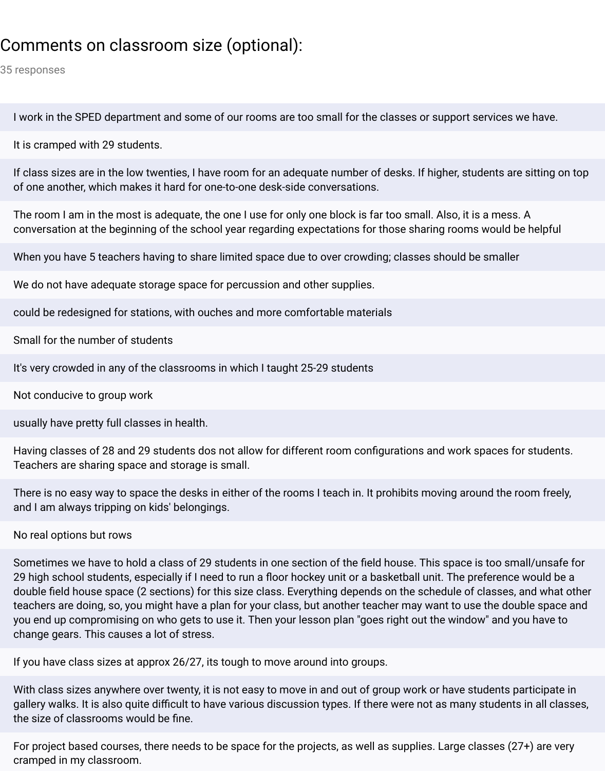## Comments on classroom size (optional):

35 responses

I work in the SPED department and some of our rooms are too small for the classes or support services we have.

It is cramped with 29 students.

If class sizes are in the low twenties, I have room for an adequate number of desks. If higher, students are sitting on top of one another, which makes it hard for one-to-one desk-side conversations.

The room I am in the most is adequate, the one I use for only one block is far too small. Also, it is a mess. A conversation at the beginning of the school year regarding expectations for those sharing rooms would be helpful

When you have 5 teachers having to share limited space due to over crowding; classes should be smaller

We do not have adequate storage space for percussion and other supplies.

could be redesigned for stations, with ouches and more comfortable materials

Small for the number of students

It's very crowded in any of the classrooms in which I taught 25-29 students

Not conducive to group work

usually have pretty full classes in health.

Having classes of 28 and 29 students dos not allow for different room configurations and work spaces for students. Teachers are sharing space and storage is small.

There is no easy way to space the desks in either of the rooms I teach in. It prohibits moving around the room freely, and I am always tripping on kids' belongings.

No real options but rows

Sometimes we have to hold a class of 29 students in one section of the field house. This space is too small/unsafe for 29 high school students, especially if I need to run a floor hockey unit or a basketball unit. The preference would be a double field house space (2 sections) for this size class. Everything depends on the schedule of classes, and what other teachers are doing, so, you might have a plan for your class, but another teacher may want to use the double space and you end up compromising on who gets to use it. Then your lesson plan "goes right out the window" and you have to change gears. This causes a lot of stress.

If you have class sizes at approx 26/27, its tough to move around into groups.

With class sizes anywhere over twenty, it is not easy to move in and out of group work or have students participate in gallery walks. It is also quite difficult to have various discussion types. If there were not as many students in all classes, the size of classrooms would be fine.

For project based courses, there needs to be space for the projects, as well as supplies. Large classes (27+) are very cramped in my classroom.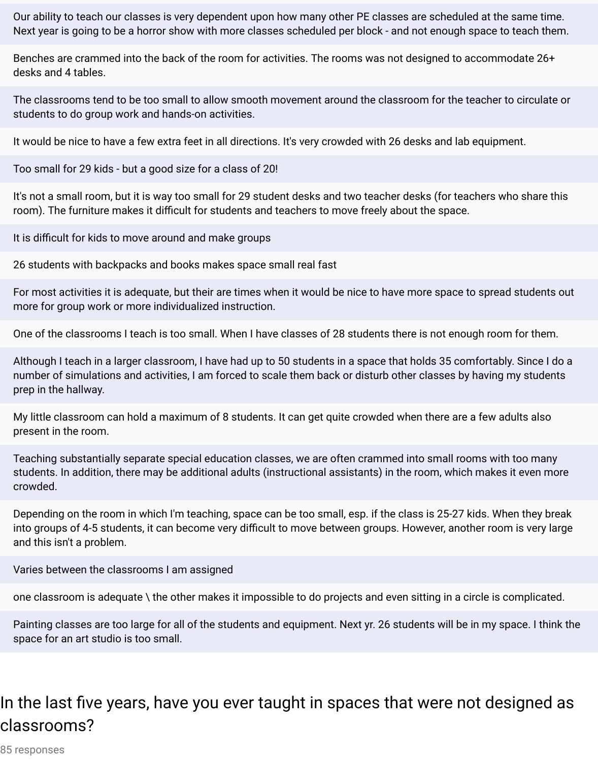Our ability to teach our classes is very dependent upon how many other PE classes are scheduled at the same time. Next year is going to be a horror show with more classes scheduled per block - and not enough space to teach them.

Benches are crammed into the back of the room for activities. The rooms was not designed to accommodate 26+ desks and 4 tables.

The classrooms tend to be too small to allow smooth movement around the classroom for the teacher to circulate or students to do group work and hands-on activities.

It would be nice to have a few extra feet in all directions. It's very crowded with 26 desks and lab equipment.

Too small for 29 kids - but a good size for a class of 20!

It's not a small room, but it is way too small for 29 student desks and two teacher desks (for teachers who share this room). The furniture makes it difficult for students and teachers to move freely about the space.

It is difficult for kids to move around and make groups

26 students with backpacks and books makes space small real fast

For most activities it is adequate, but their are times when it would be nice to have more space to spread students out more for group work or more individualized instruction.

One of the classrooms I teach is too small. When I have classes of 28 students there is not enough room for them.

Although I teach in a larger classroom, I have had up to 50 students in a space that holds 35 comfortably. Since I do a number of simulations and activities, I am forced to scale them back or disturb other classes by having my students prep in the hallway.

My little classroom can hold a maximum of 8 students. It can get quite crowded when there are a few adults also present in the room.

Teaching substantially separate special education classes, we are often crammed into small rooms with too many students. In addition, there may be additional adults (instructional assistants) in the room, which makes it even more crowded.

Depending on the room in which I'm teaching, space can be too small, esp. if the class is 25-27 kids. When they break into groups of 4-5 students, it can become very difficult to move between groups. However, another room is very large and this isn't a problem.

Varies between the classrooms I am assigned

one classroom is adequate \ the other makes it impossible to do projects and even sitting in a circle is complicated.

Painting classes are too large for all of the students and equipment. Next yr. 26 students will be in my space. I think the space for an art studio is too small.

## In the last five years, have you ever taught in spaces that were not designed as classrooms?

85 responses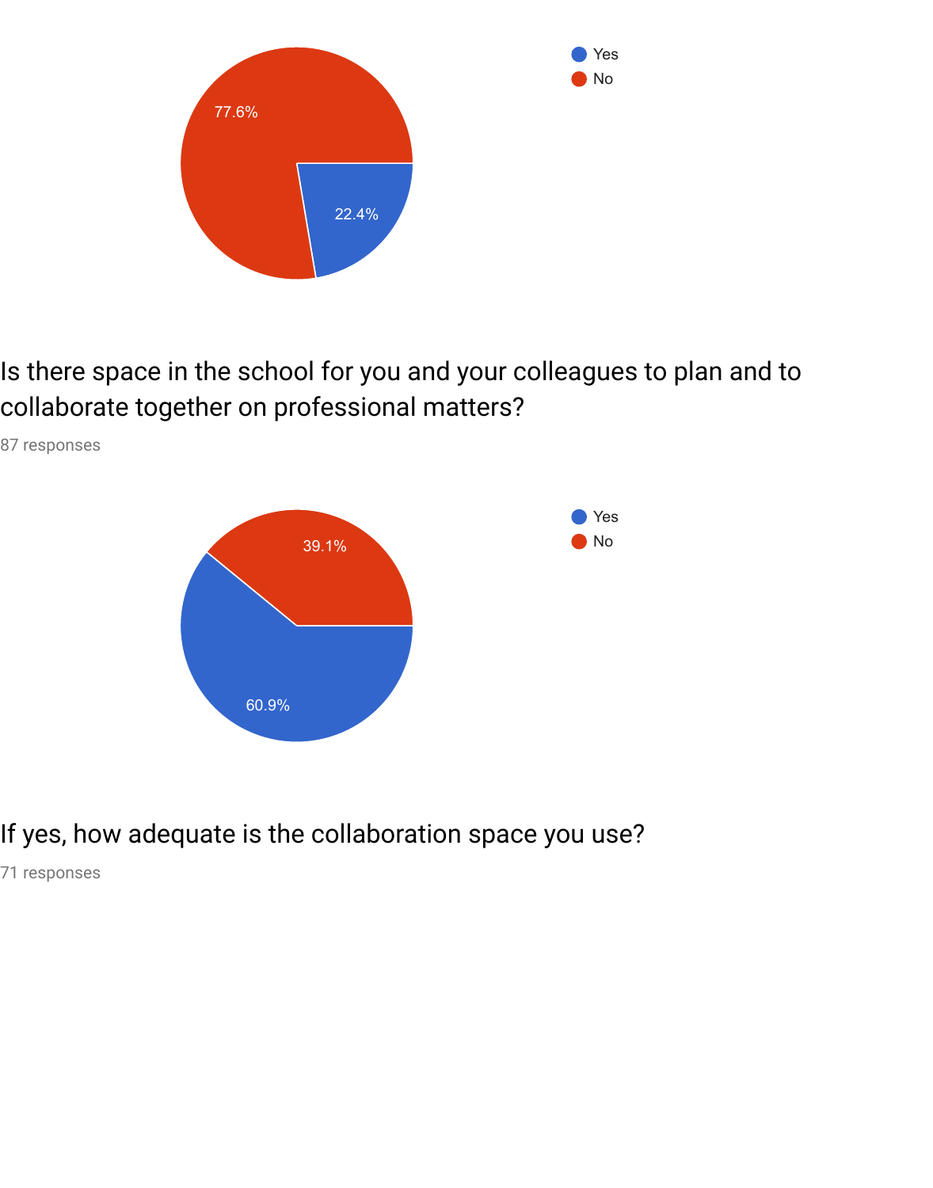Yes: 22.4%
No: 77.6%

Is there space in the school for you and your colleagues to plan and to collaborate together on professional matters?

87 responses

Yes: 60.9%
No: 39.1%

If yes, how adequate is the collaboration space you use?

71 responses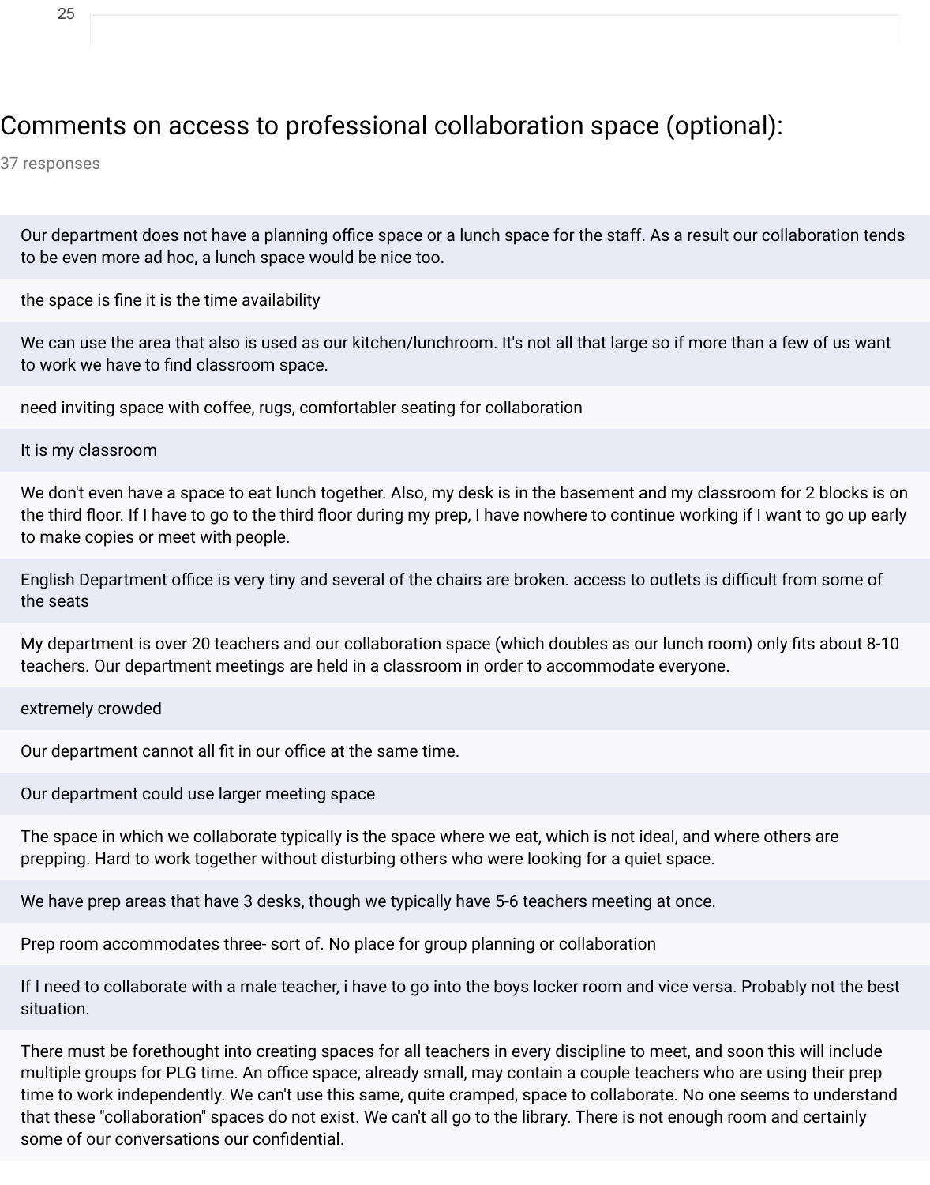## Comments on access to professional collaboration space (optional):

37 responses

Our department does not have a planning office space or a lunch space for the staff. As a result our collaboration tends to be even more ad hoc, a lunch space would be nice too.

the space is fine it is the time availability

We can use the area that also is used as our kitchen/lunchroom. It's not all that large so if more than a few of us want to work we have to find classroom space.

need inviting space with coffee, rugs, comfortabler seating for collaboration

It is my classroom

We don't even have a space to eat lunch together. Also, my desk is in the basement and my classroom for 2 blocks is on the third floor. If I have to go to the third floor during my prep, I have nowhere to continue working if I want to go up early to make copies or meet with people.

English Department office is very tiny and several of the chairs are broken. access to outlets is difficult from some of the seats

My department is over 20 teachers and our collaboration space (which doubles as our lunch room) only fits about 8-10 teachers. Our department meetings are held in a classroom in order to accommodate everyone.

extremely crowded

Our department cannot all fit in our office at the same time.

Our department could use larger meeting space

The space in which we collaborate typically is the space where we eat, which is not ideal, and where others are prepping. Hard to work together without disturbing others who were looking for a quiet space.

We have prep areas that have 3 desks, though we typically have 5-6 teachers meeting at once.

Prep room accommodates three- sort of. No place for group planning or collaboration

If I need to collaborate with a male teacher, i have to go into the boys locker room and vice versa. Probably not the best situation.

There must be forethought into creating spaces for all teachers in every discipline to meet, and soon this will include multiple groups for PLG time. An office space, already small, may contain a couple teachers who are using their prep time to work independently. We can't use this same, quite cramped, space to collaborate. No one seems to understand that these "collaboration" spaces do not exist. We can't all go to the library. There is not enough room and certainly some of our conversations our confidential.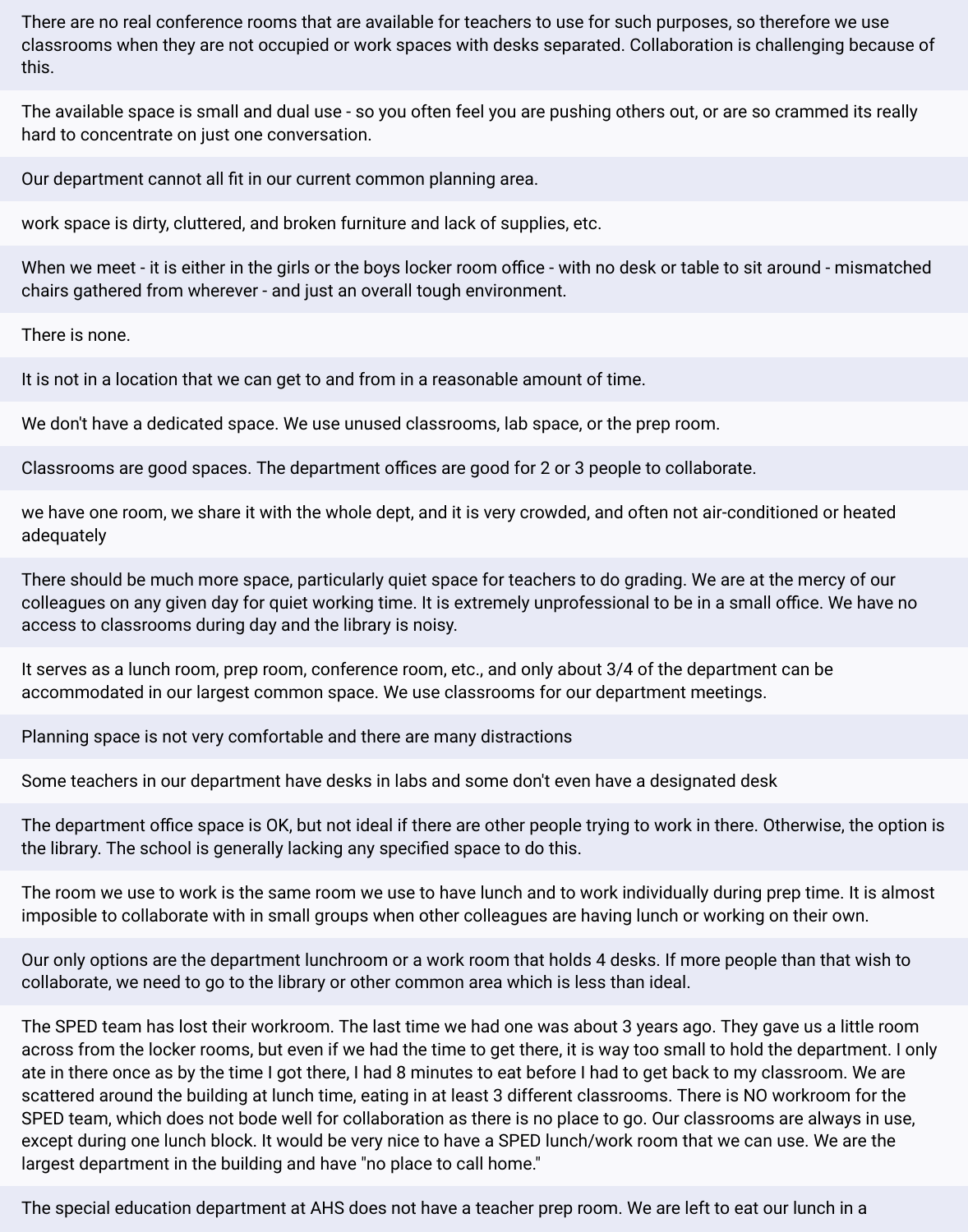There are no real conference rooms that are available for teachers to use for such purposes, so therefore we use classrooms when they are not occupied or work spaces with desks separated. Collaboration is challenging because of this.

The available space is small and dual use - so you often feel you are pushing others out, or are so crammed its really hard to concentrate on just one conversation.

Our department cannot all fit in our current common planning area.

work space is dirty, cluttered, and broken furniture and lack of supplies, etc.

When we meet - it is either in the girls or the boys locker room office - with no desk or table to sit around - mismatched chairs gathered from wherever - and just an overall tough environment.

There is none.

It is not in a location that we can get to and from in a reasonable amount of time.

We don't have a dedicated space. We use unused classrooms, lab space, or the prep room.

Classrooms are good spaces. The department offices are good for 2 or 3 people to collaborate.

we have one room, we share it with the whole dept, and it is very crowded, and often not air-conditioned or heated adequately

There should be much more space, particularly quiet space for teachers to do grading. We are at the mercy of our colleagues on any given day for quiet working time. It is extremely unprofessional to be in a small office. We have no access to classrooms during day and the library is noisy.

It serves as a lunch room, prep room, conference room, etc., and only about 3/4 of the department can be accommodated in our largest common space. We use classrooms for our department meetings.

Planning space is not very comfortable and there are many distractions

Some teachers in our department have desks in labs and some don't even have a designated desk

The department office space is OK, but not ideal if there are other people trying to work in there. Otherwise, the option is the library. The school is generally lacking any specified space to do this.

The room we use to work is the same room we use to have lunch and to work individually during prep time. It is almost imposible to collaborate with in small groups when other colleagues are having lunch or working on their own.

Our only options are the department lunchroom or a work room that holds 4 desks. If more people than that wish to collaborate, we need to go to the library or other common area which is less than ideal.

The SPED team has lost their workroom. The last time we had one was about 3 years ago. They gave us a little room across from the locker rooms, but even if we had the time to get there, it is way too small to hold the department. I only ate in there once as by the time I got there, I had 8 minutes to eat before I had to get back to my classroom. We are scattered around the building at lunch time, eating in at least 3 different classrooms. There is NO workroom for the SPED team, which does not bode well for collaboration as there is no place to go. Our classrooms are always in use, except during one lunch block. It would be very nice to have a SPED lunch/work room that we can use. We are the largest department in the building and have "no place to call home."

The special education department at AHS does not have a teacher prep room. We are left to eat our lunch in a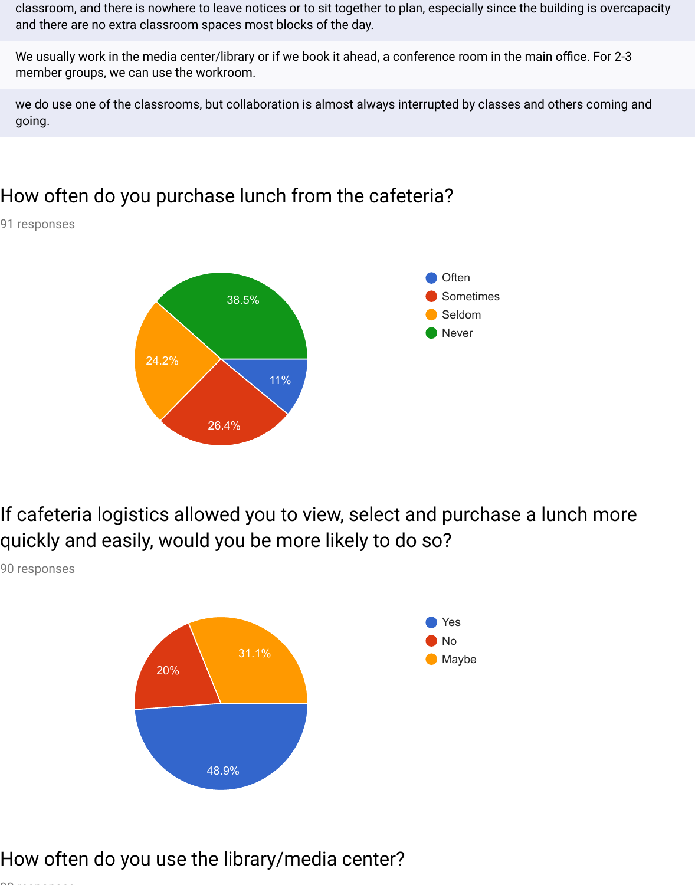classroom, and there is nowhere to leave notices or to sit together to plan, especially since the building is overcapacity and there are no extra classroom spaces most blocks of the day.

We usually work in the media center/library or if we book it ahead, a conference room in the main office. For 2-3 member groups, we can use the workroom.

we do use one of the classrooms, but collaboration is almost always interrupted by classes and others coming and going.

## How often do you purchase lunch from the cafeteria?

91 responses

| Response | Percentage |
| --- | --- |
| Often | 11% |
| Sometimes | 26.4% |
| Seldom | 24.2% |
| Never | 38.5% |

## If cafeteria logistics allowed you to view, select and purchase a lunch more quickly and easily, would you be more likely to do so?

90 responses

| Response | Percentage |
| --- | --- |
| Yes | 48.9% |
| No | 20% |
| Maybe | 31.1% |

## How often do you use the library/media center?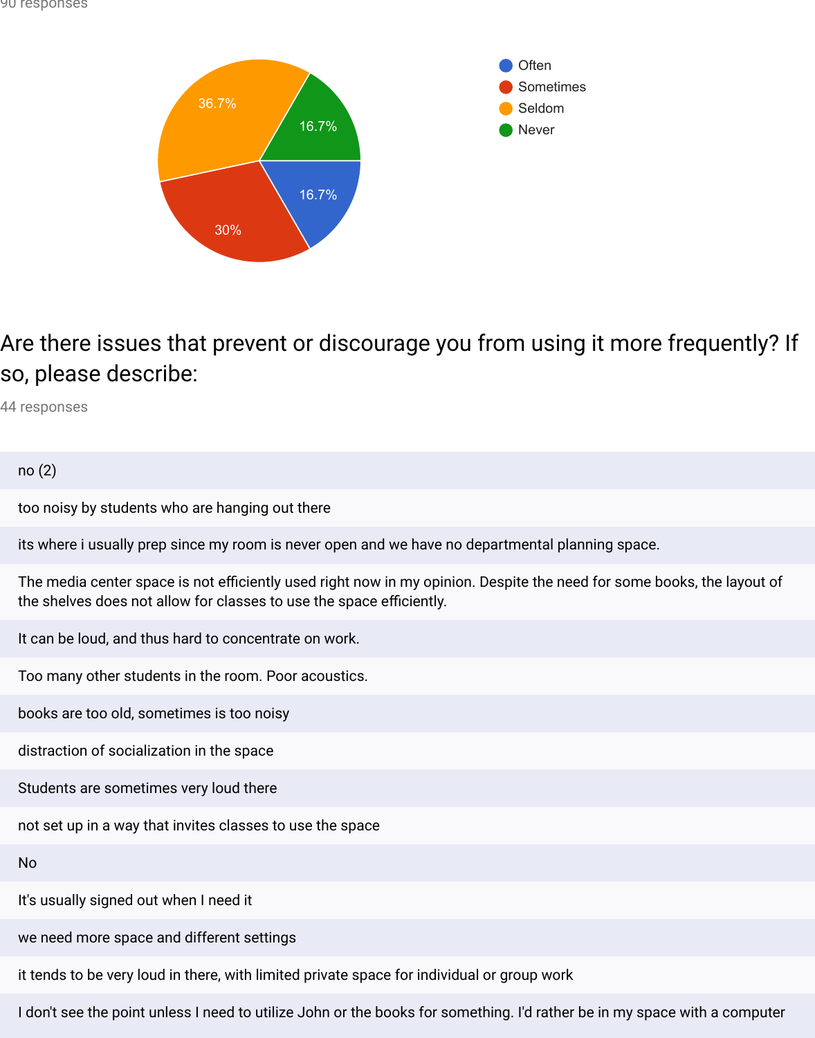90 responses

| Response | Percentage |
| --- | --- |
| Often | 16.7% |
| Sometimes | 30% |
| Seldom | 36.7% |
| Never | 16.7% |

## Are there issues that prevent or discourage you from using it more frequently? If so, please describe:

44 responses

no (2)

too noisy by students who are hanging out there

its where i usually prep since my room is never open and we have no departmental planning space.

The media center space is not efficiently used right now in my opinion. Despite the need for some books, the layout of the shelves does not allow for classes to use the space efficiently.

It can be loud, and thus hard to concentrate on work.

Too many other students in the room. Poor acoustics.

books are too old, sometimes is too noisy

distraction of socialization in the space

Students are sometimes very loud there

not set up in a way that invites classes to use the space

No

It's usually signed out when I need it

we need more space and different settings

it tends to be very loud in there, with limited private space for individual or group work

I don't see the point unless I need to utilize John or the books for something. I'd rather be in my space with a computer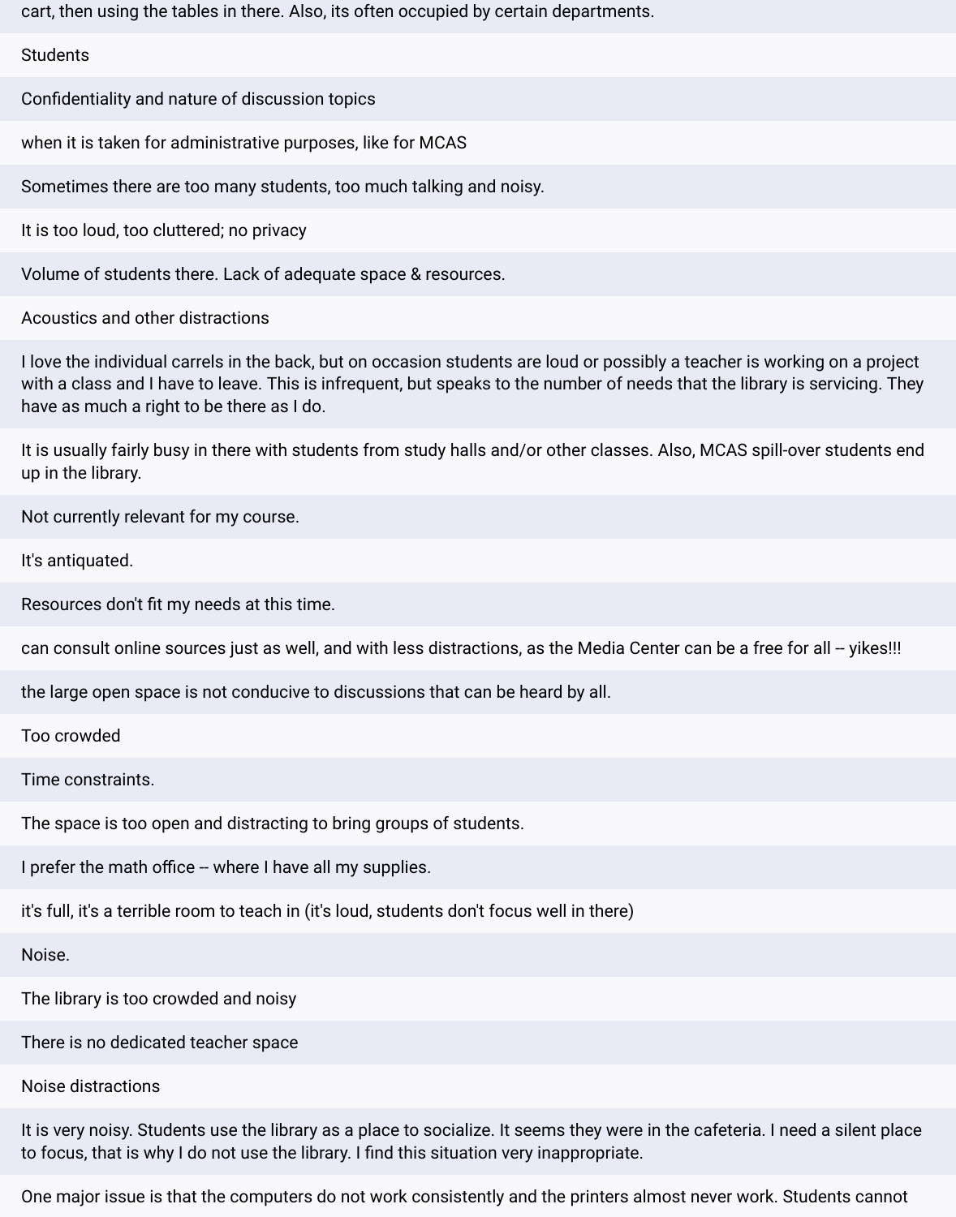cart, then using the tables in there. Also, its often occupied by certain departments.

Students

Confidentiality and nature of discussion topics

when it is taken for administrative purposes, like for MCAS

Sometimes there are too many students, too much talking and noisy.

It is too loud, too cluttered; no privacy

Volume of students there. Lack of adequate space & resources.

Acoustics and other distractions

I love the individual carrels in the back, but on occasion students are loud or possibly a teacher is working on a project with a class and I have to leave. This is infrequent, but speaks to the number of needs that the library is servicing. They have as much a right to be there as I do.

It is usually fairly busy in there with students from study halls and/or other classes. Also, MCAS spill-over students end up in the library.

Not currently relevant for my course.

It's antiquated.

Resources don't fit my needs at this time.

can consult online sources just as well, and with less distractions, as the Media Center can be a free for all -- yikes!!!

the large open space is not conducive to discussions that can be heard by all.

Too crowded

Time constraints.

The space is too open and distracting to bring groups of students.

I prefer the math office -- where I have all my supplies.

it's full, it's a terrible room to teach in (it's loud, students don't focus well in there)

Noise.

The library is too crowded and noisy

There is no dedicated teacher space

Noise distractions

It is very noisy. Students use the library as a place to socialize. It seems they were in the cafeteria. I need a silent place to focus, that is why I do not use the library. I find this situation very inappropriate.

One major issue is that the computers do not work consistently and the printers almost never work. Students cannot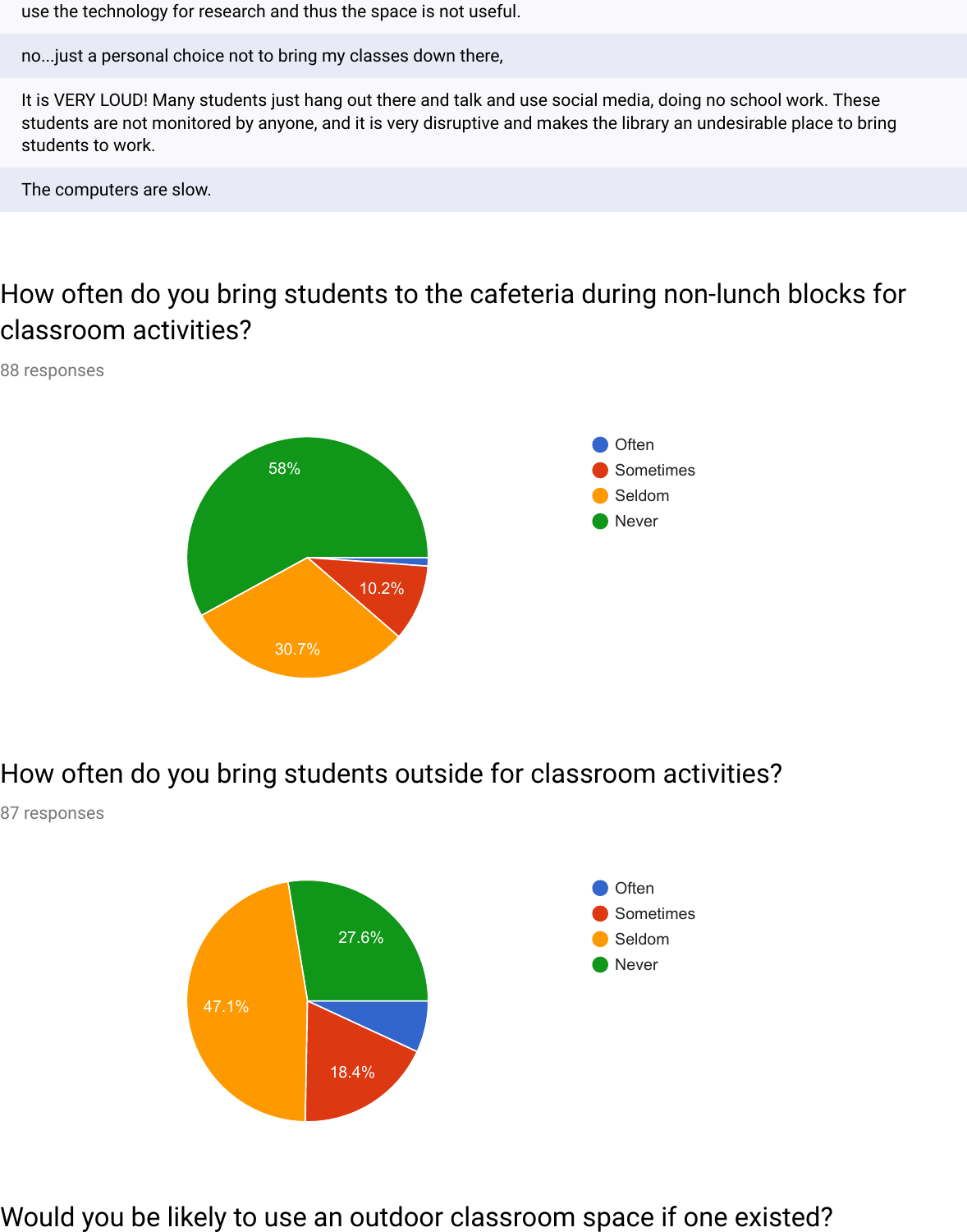use the technology for research and thus the space is not useful.

no...just a personal choice not to bring my classes down there,

It is VERY LOUD! Many students just hang out there and talk and use social media, doing no school work. These students are not monitored by anyone, and it is very disruptive and makes the library an undesirable place to bring students to work.

The computers are slow.

## How often do you bring students to the cafeteria during non-lunch blocks for classroom activities?

88 responses

- Often
- Sometimes — 10.2%
- Seldom — 30.7%
- Never — 58%

## How often do you bring students outside for classroom activities?

87 responses

- Often
- Sometimes — 18.4%
- Seldom — 47.1%
- Never — 27.6%

## Would you be likely to use an outdoor classroom space if one existed?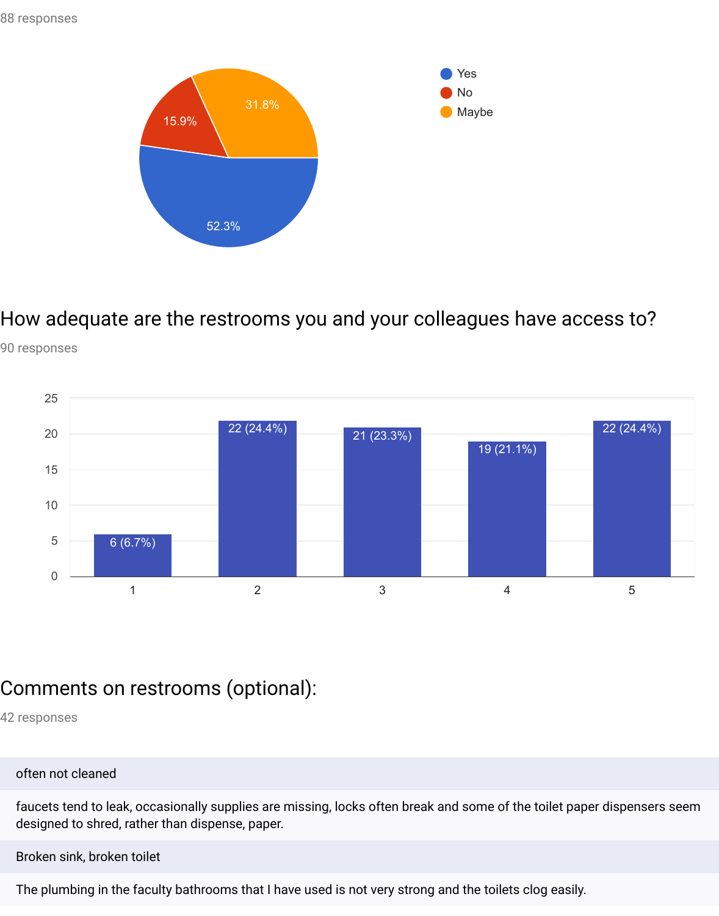88 responses

| Response | Percentage |
|---|---|
| Yes | 52.3% |
| No | 15.9% |
| Maybe | 31.8% |

## How adequate are the restrooms you and your colleagues have access to?

90 responses

| Rating | Count (%) |
|---|---|
| 1 | 6 (6.7%) |
| 2 | 22 (24.4%) |
| 3 | 21 (23.3%) |
| 4 | 19 (21.1%) |
| 5 | 22 (24.4%) |

## Comments on restrooms (optional):

42 responses

often not cleaned

faucets tend to leak, occasionally supplies are missing, locks often break and some of the toilet paper dispensers seem designed to shred, rather than dispense, paper.

Broken sink, broken toilet

The plumbing in the faculty bathrooms that I have used is not very strong and the toilets clog easily.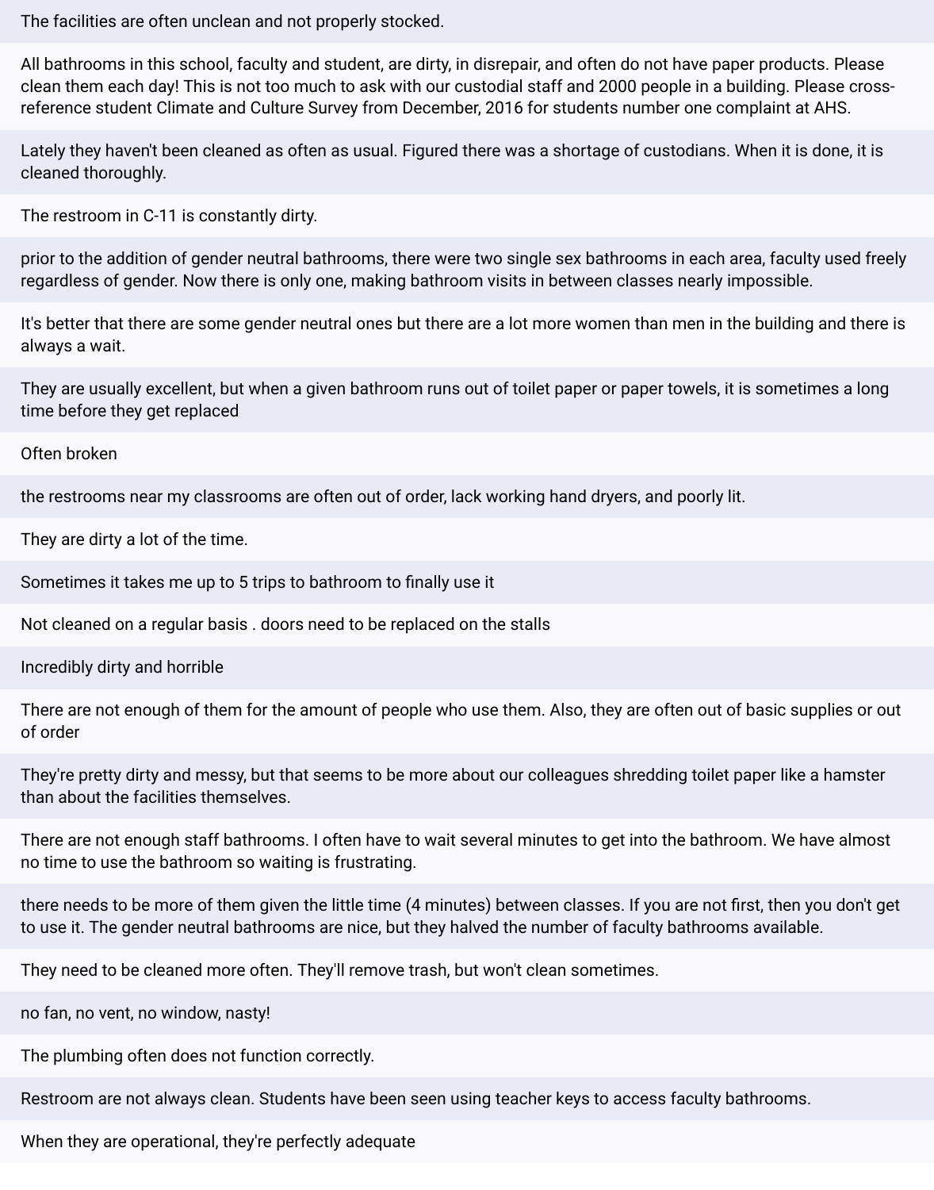The facilities are often unclean and not properly stocked.

All bathrooms in this school, faculty and student, are dirty, in disrepair, and often do not have paper products. Please clean them each day! This is not too much to ask with our custodial staff and 2000 people in a building. Please cross-reference student Climate and Culture Survey from December, 2016 for students number one complaint at AHS.

Lately they haven't been cleaned as often as usual. Figured there was a shortage of custodians. When it is done, it is cleaned thoroughly.

The restroom in C-11 is constantly dirty.

prior to the addition of gender neutral bathrooms, there were two single sex bathrooms in each area, faculty used freely regardless of gender. Now there is only one, making bathroom visits in between classes nearly impossible.

It's better that there are some gender neutral ones but there are a lot more women than men in the building and there is always a wait.

They are usually excellent, but when a given bathroom runs out of toilet paper or paper towels, it is sometimes a long time before they get replaced

Often broken

the restrooms near my classrooms are often out of order, lack working hand dryers, and poorly lit.

They are dirty a lot of the time.

Sometimes it takes me up to 5 trips to bathroom to finally use it

Not cleaned on a regular basis . doors need to be replaced on the stalls

Incredibly dirty and horrible

There are not enough of them for the amount of people who use them. Also, they are often out of basic supplies or out of order

They're pretty dirty and messy, but that seems to be more about our colleagues shredding toilet paper like a hamster than about the facilities themselves.

There are not enough staff bathrooms. I often have to wait several minutes to get into the bathroom. We have almost no time to use the bathroom so waiting is frustrating.

there needs to be more of them given the little time (4 minutes) between classes. If you are not first, then you don't get to use it. The gender neutral bathrooms are nice, but they halved the number of faculty bathrooms available.

They need to be cleaned more often. They'll remove trash, but won't clean sometimes.

no fan, no vent, no window, nasty!

The plumbing often does not function correctly.

Restroom are not always clean. Students have been seen using teacher keys to access faculty bathrooms.

When they are operational, they're perfectly adequate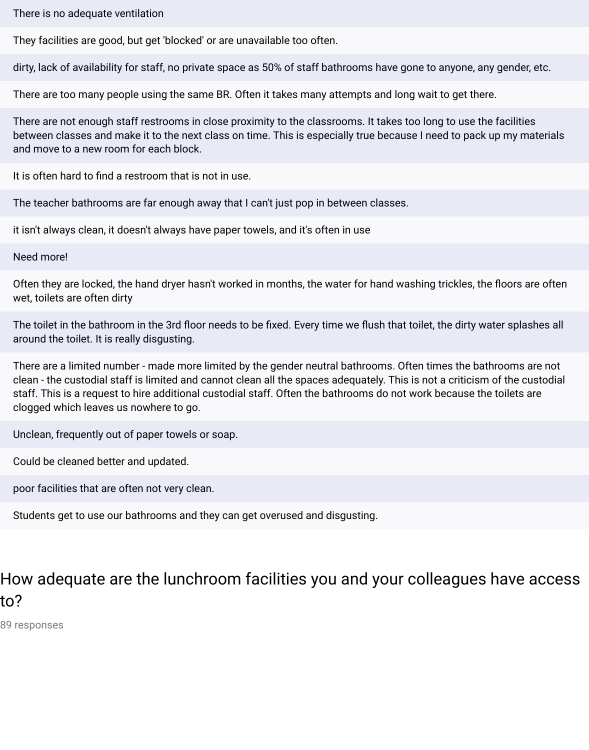There is no adequate ventilation

They facilities are good, but get 'blocked' or are unavailable too often.

dirty, lack of availability for staff, no private space as 50% of staff bathrooms have gone to anyone, any gender, etc.

There are too many people using the same BR. Often it takes many attempts and long wait to get there.

There are not enough staff restrooms in close proximity to the classrooms. It takes too long to use the facilities between classes and make it to the next class on time. This is especially true because I need to pack up my materials and move to a new room for each block.

It is often hard to find a restroom that is not in use.

The teacher bathrooms are far enough away that I can't just pop in between classes.

it isn't always clean, it doesn't always have paper towels, and it's often in use

Need more!

Often they are locked, the hand dryer hasn't worked in months, the water for hand washing trickles, the floors are often wet, toilets are often dirty

The toilet in the bathroom in the 3rd floor needs to be fixed. Every time we flush that toilet, the dirty water splashes all around the toilet. It is really disgusting.

There are a limited number - made more limited by the gender neutral bathrooms. Often times the bathrooms are not clean - the custodial staff is limited and cannot clean all the spaces adequately. This is not a criticism of the custodial staff. This is a request to hire additional custodial staff. Often the bathrooms do not work because the toilets are clogged which leaves us nowhere to go.

Unclean, frequently out of paper towels or soap.

Could be cleaned better and updated.

poor facilities that are often not very clean.

Students get to use our bathrooms and they can get overused and disgusting.

## How adequate are the lunchroom facilities you and your colleagues have access to?

89 responses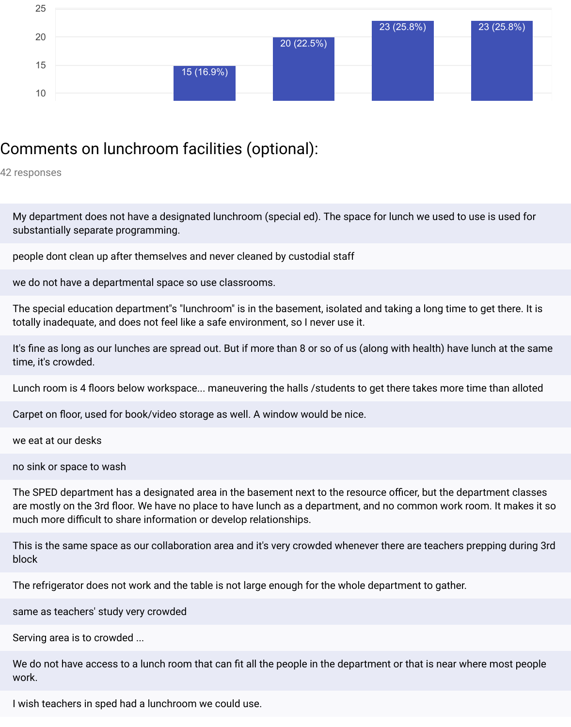| | 15 (16.9%) | 20 (22.5%) | 23 (25.8%) | 23 (25.8%) |
|---|---|---|---|---|

## Comments on lunchroom facilities (optional):

42 responses

My department does not have a designated lunchroom (special ed). The space for lunch we used to use is used for substantially separate programming.

people dont clean up after themselves and never cleaned by custodial staff

we do not have a departmental space so use classrooms.

The special education department"s "lunchroom" is in the basement, isolated and taking a long time to get there. It is totally inadequate, and does not feel like a safe environment, so I never use it.

It's fine as long as our lunches are spread out. But if more than 8 or so of us (along with health) have lunch at the same time, it's crowded.

Lunch room is 4 floors below workspace... maneuvering the halls /students to get there takes more time than alloted

Carpet on floor, used for book/video storage as well. A window would be nice.

we eat at our desks

no sink or space to wash

The SPED department has a designated area in the basement next to the resource officer, but the department classes are mostly on the 3rd floor. We have no place to have lunch as a department, and no common work room. It makes it so much more difficult to share information or develop relationships.

This is the same space as our collaboration area and it's very crowded whenever there are teachers prepping during 3rd block

The refrigerator does not work and the table is not large enough for the whole department to gather.

same as teachers' study very crowded

Serving area is to crowded ...

We do not have access to a lunch room that can fit all the people in the department or that is near where most people work.

I wish teachers in sped had a lunchroom we could use.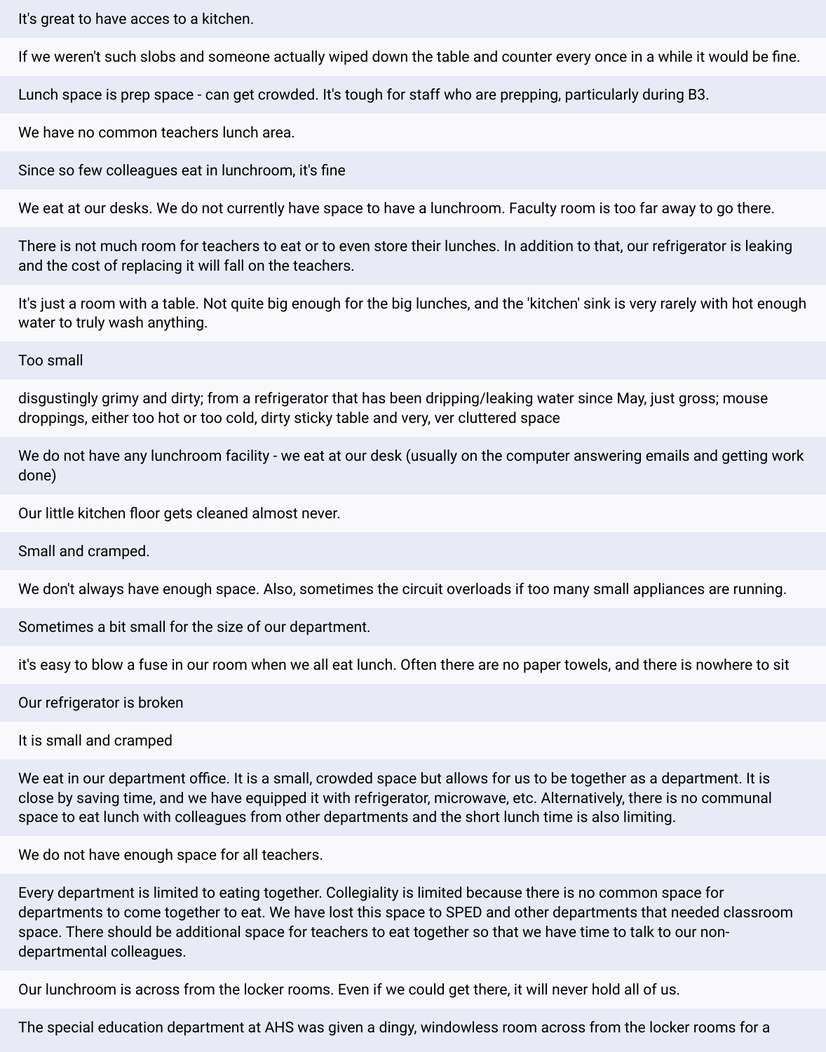It's great to have acces to a kitchen.

If we weren't such slobs and someone actually wiped down the table and counter every once in a while it would be fine.

Lunch space is prep space - can get crowded. It's tough for staff who are prepping, particularly during B3.

We have no common teachers lunch area.

Since so few colleagues eat in lunchroom, it's fine

We eat at our desks. We do not currently have space to have a lunchroom. Faculty room is too far away to go there.

There is not much room for teachers to eat or to even store their lunches. In addition to that, our refrigerator is leaking and the cost of replacing it will fall on the teachers.

It's just a room with a table. Not quite big enough for the big lunches, and the 'kitchen' sink is very rarely with hot enough water to truly wash anything.

Too small

disgustingly grimy and dirty; from a refrigerator that has been dripping/leaking water since May, just gross; mouse droppings, either too hot or too cold, dirty sticky table and very, ver cluttered space

We do not have any lunchroom facility - we eat at our desk (usually on the computer answering emails and getting work done)

Our little kitchen floor gets cleaned almost never.

Small and cramped.

We don't always have enough space. Also, sometimes the circuit overloads if too many small appliances are running.

Sometimes a bit small for the size of our department.

it's easy to blow a fuse in our room when we all eat lunch. Often there are no paper towels, and there is nowhere to sit

Our refrigerator is broken

It is small and cramped

We eat in our department office. It is a small, crowded space but allows for us to be together as a department. It is close by saving time, and we have equipped it with refrigerator, microwave, etc. Alternatively, there is no communal space to eat lunch with colleagues from other departments and the short lunch time is also limiting.

We do not have enough space for all teachers.

Every department is limited to eating together. Collegiality is limited because there is no common space for departments to come together to eat. We have lost this space to SPED and other departments that needed classroom space. There should be additional space for teachers to eat together so that we have time to talk to our non-departmental colleagues.

Our lunchroom is across from the locker rooms. Even if we could get there, it will never hold all of us.

The special education department at AHS was given a dingy, windowless room across from the locker rooms for a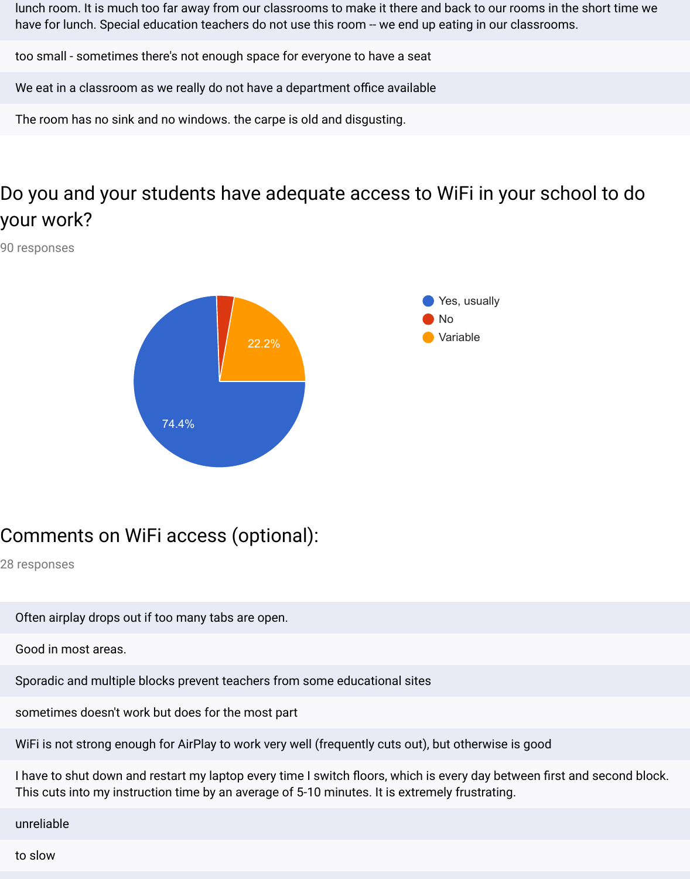lunch room. It is much too far away from our classrooms to make it there and back to our rooms in the short time we have for lunch. Special education teachers do not use this room -- we end up eating in our classrooms.

too small - sometimes there's not enough space for everyone to have a seat

We eat in a classroom as we really do not have a department office available

The room has no sink and no windows. the carpe is old and disgusting.

## Do you and your students have adequate access to WiFi in your school to do your work?

90 responses

- Yes, usually: 74.4%
- No
- Variable: 22.2%

## Comments on WiFi access (optional):

28 responses

Often airplay drops out if too many tabs are open.

Good in most areas.

Sporadic and multiple blocks prevent teachers from some educational sites

sometimes doesn't work but does for the most part

WiFi is not strong enough for AirPlay to work very well (frequently cuts out), but otherwise is good

I have to shut down and restart my laptop every time I switch floors, which is every day between first and second block. This cuts into my instruction time by an average of 5-10 minutes. It is extremely frustrating.

unreliable

to slow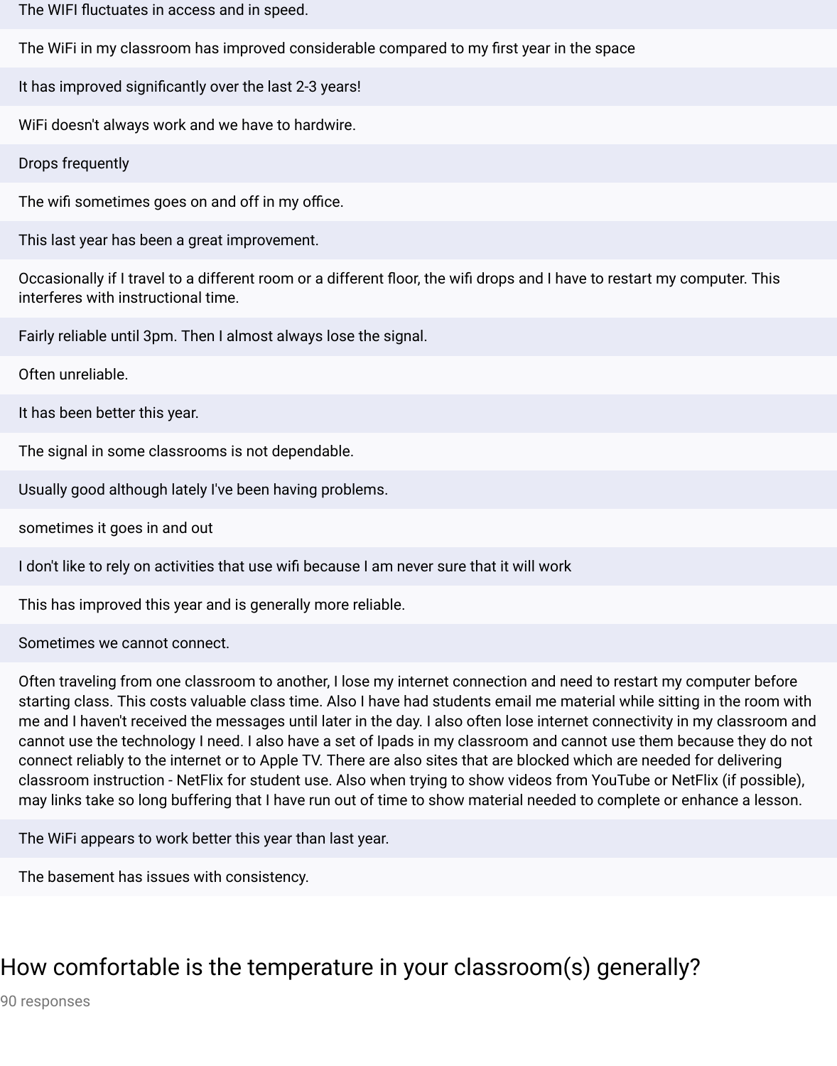The WIFI fluctuates in access and in speed.

The WiFi in my classroom has improved considerable compared to my first year in the space

It has improved significantly over the last 2-3 years!

WiFi doesn't always work and we have to hardwire.

Drops frequently

The wifi sometimes goes on and off in my office.

This last year has been a great improvement.

Occasionally if I travel to a different room or a different floor, the wifi drops and I have to restart my computer. This interferes with instructional time.

Fairly reliable until 3pm. Then I almost always lose the signal.

Often unreliable.

It has been better this year.

The signal in some classrooms is not dependable.

Usually good although lately I've been having problems.

sometimes it goes in and out

I don't like to rely on activities that use wifi because I am never sure that it will work

This has improved this year and is generally more reliable.

Sometimes we cannot connect.

Often traveling from one classroom to another, I lose my internet connection and need to restart my computer before starting class. This costs valuable class time. Also I have had students email me material while sitting in the room with me and I haven't received the messages until later in the day. I also often lose internet connectivity in my classroom and cannot use the technology I need. I also have a set of Ipads in my classroom and cannot use them because they do not connect reliably to the internet or to Apple TV. There are also sites that are blocked which are needed for delivering classroom instruction - NetFlix for student use. Also when trying to show videos from YouTube or NetFlix (if possible), may links take so long buffering that I have run out of time to show material needed to complete or enhance a lesson.

The WiFi appears to work better this year than last year.

The basement has issues with consistency.

## How comfortable is the temperature in your classroom(s) generally?

90 responses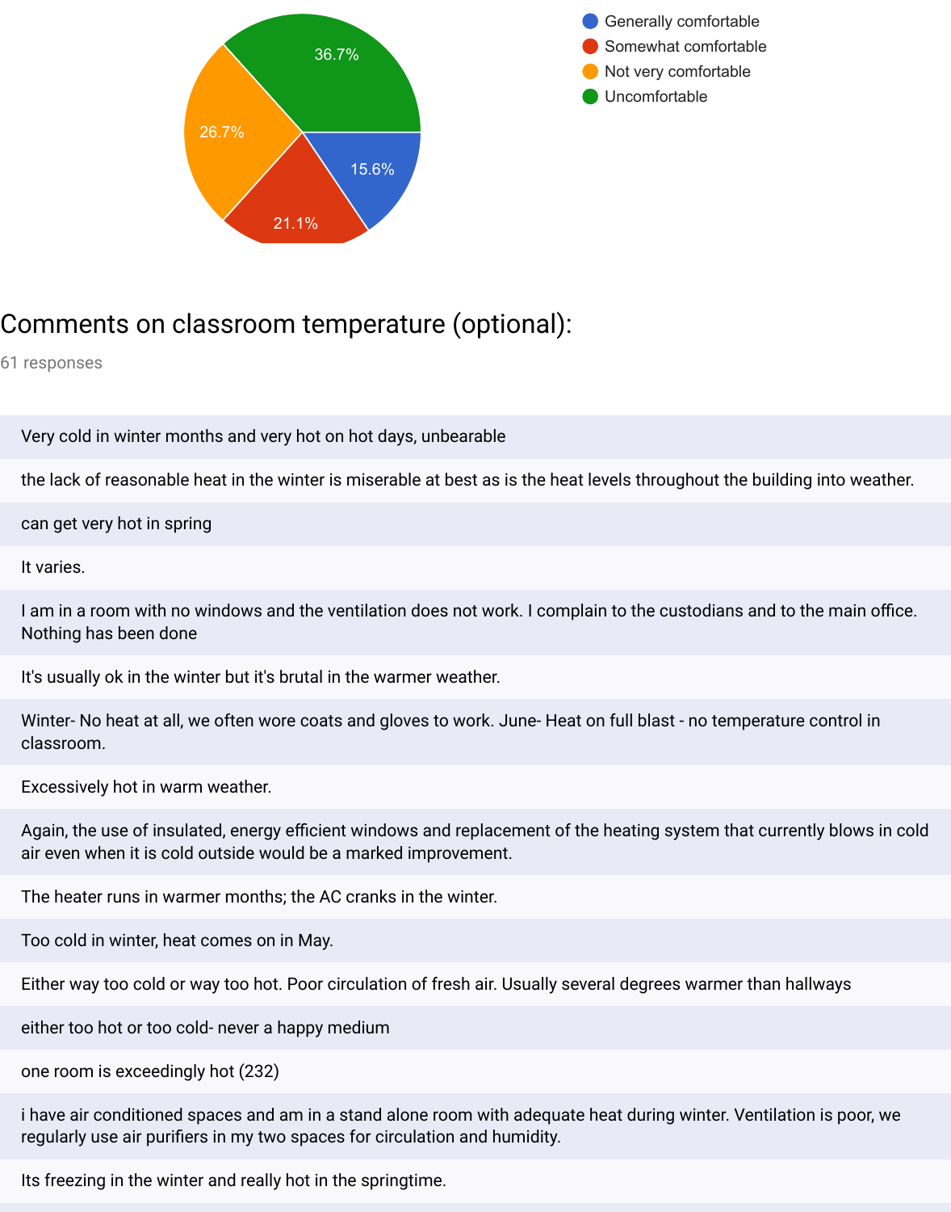- Generally comfortable: 15.6%
- Somewhat comfortable: 21.1%
- Not very comfortable: 26.7%
- Uncomfortable: 36.7%

## Comments on classroom temperature (optional):

61 responses

Very cold in winter months and very hot on hot days, unbearable

the lack of reasonable heat in the winter is miserable at best as is the heat levels throughout the building into weather.

can get very hot in spring

It varies.

I am in a room with no windows and the ventilation does not work. I complain to the custodians and to the main office. Nothing has been done

It's usually ok in the winter but it's brutal in the warmer weather.

Winter- No heat at all, we often wore coats and gloves to work. June- Heat on full blast - no temperature control in classroom.

Excessively hot in warm weather.

Again, the use of insulated, energy efficient windows and replacement of the heating system that currently blows in cold air even when it is cold outside would be a marked improvement.

The heater runs in warmer months; the AC cranks in the winter.

Too cold in winter, heat comes on in May.

Either way too cold or way too hot. Poor circulation of fresh air. Usually several degrees warmer than hallways

either too hot or too cold- never a happy medium

one room is exceedingly hot (232)

i have air conditioned spaces and am in a stand alone room with adequate heat during winter. Ventilation is poor, we regularly use air purifiers in my two spaces for circulation and humidity.

Its freezing in the winter and really hot in the springtime.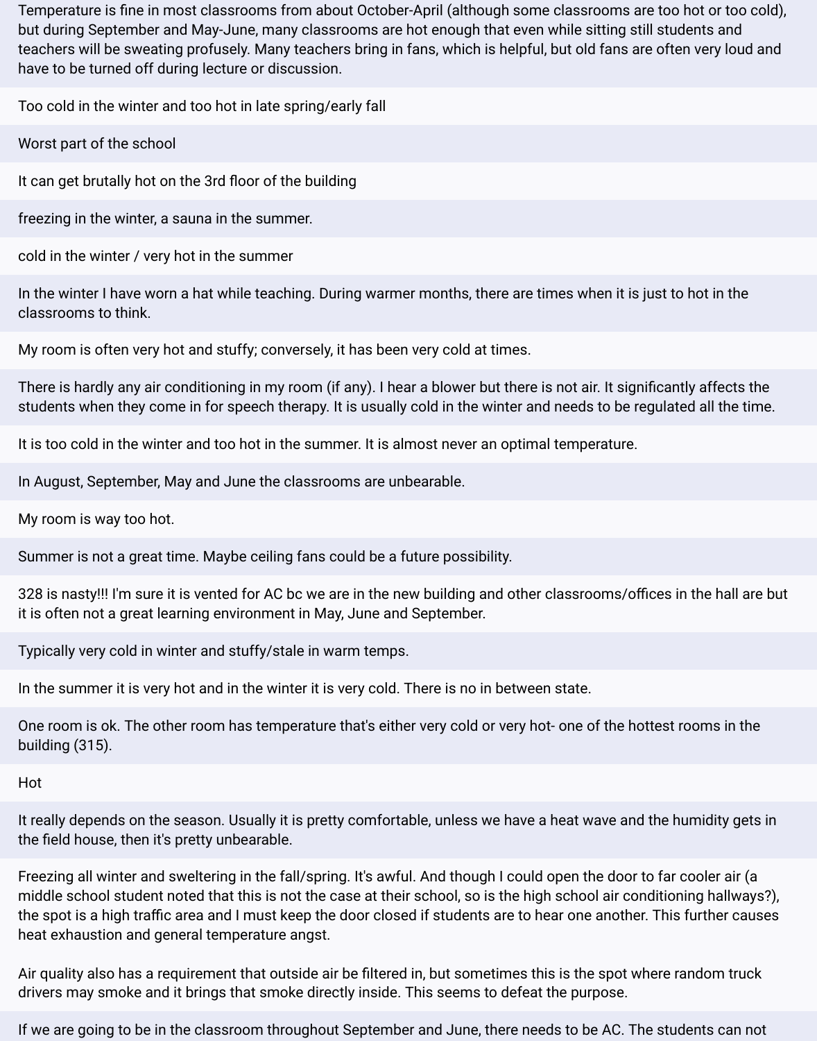Temperature is fine in most classrooms from about October-April (although some classrooms are too hot or too cold), but during September and May-June, many classrooms are hot enough that even while sitting still students and teachers will be sweating profusely. Many teachers bring in fans, which is helpful, but old fans are often very loud and have to be turned off during lecture or discussion.

Too cold in the winter and too hot in late spring/early fall

Worst part of the school

It can get brutally hot on the 3rd floor of the building

freezing in the winter, a sauna in the summer.

cold in the winter / very hot in the summer

In the winter I have worn a hat while teaching. During warmer months, there are times when it is just to hot in the classrooms to think.

My room is often very hot and stuffy; conversely, it has been very cold at times.

There is hardly any air conditioning in my room (if any). I hear a blower but there is not air. It significantly affects the students when they come in for speech therapy. It is usually cold in the winter and needs to be regulated all the time.

It is too cold in the winter and too hot in the summer. It is almost never an optimal temperature.

In August, September, May and June the classrooms are unbearable.

My room is way too hot.

Summer is not a great time. Maybe ceiling fans could be a future possibility.

328 is nasty!!! I'm sure it is vented for AC bc we are in the new building and other classrooms/offices in the hall are but it is often not a great learning environment in May, June and September.

Typically very cold in winter and stuffy/stale in warm temps.

In the summer it is very hot and in the winter it is very cold. There is no in between state.

One room is ok. The other room has temperature that's either very cold or very hot- one of the hottest rooms in the building (315).

Hot

It really depends on the season. Usually it is pretty comfortable, unless we have a heat wave and the humidity gets in the field house, then it's pretty unbearable.

Freezing all winter and sweltering in the fall/spring. It's awful. And though I could open the door to far cooler air (a middle school student noted that this is not the case at their school, so is the high school air conditioning hallways?), the spot is a high traffic area and I must keep the door closed if students are to hear one another. This further causes heat exhaustion and general temperature angst.

Air quality also has a requirement that outside air be filtered in, but sometimes this is the spot where random truck drivers may smoke and it brings that smoke directly inside. This seems to defeat the purpose.

If we are going to be in the classroom throughout September and June, there needs to be AC. The students can not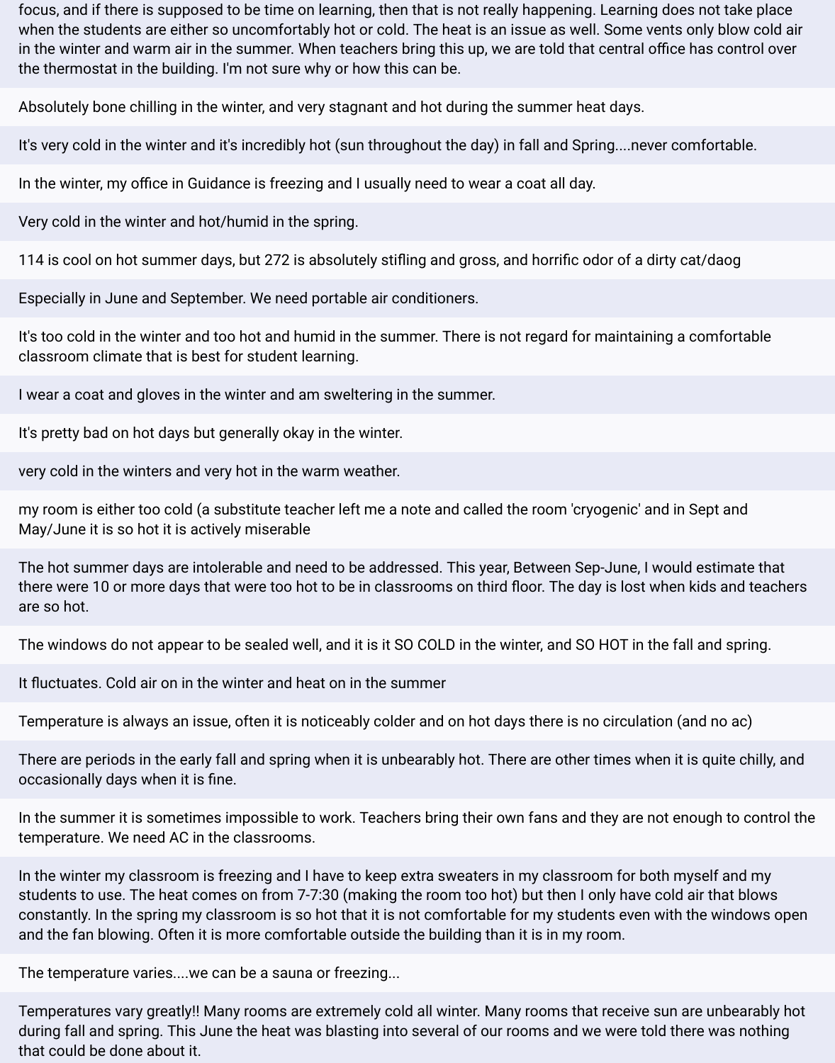focus, and if there is supposed to be time on learning, then that is not really happening. Learning does not take place when the students are either so uncomfortably hot or cold. The heat is an issue as well. Some vents only blow cold air in the winter and warm air in the summer. When teachers bring this up, we are told that central office has control over the thermostat in the building. I'm not sure why or how this can be.

Absolutely bone chilling in the winter, and very stagnant and hot during the summer heat days.

It's very cold in the winter and it's incredibly hot (sun throughout the day) in fall and Spring....never comfortable.

In the winter, my office in Guidance is freezing and I usually need to wear a coat all day.

Very cold in the winter and hot/humid in the spring.

114 is cool on hot summer days, but 272 is absolutely stifling and gross, and horrific odor of a dirty cat/daog

Especially in June and September. We need portable air conditioners.

It's too cold in the winter and too hot and humid in the summer. There is not regard for maintaining a comfortable classroom climate that is best for student learning.

I wear a coat and gloves in the winter and am sweltering in the summer.

It's pretty bad on hot days but generally okay in the winter.

very cold in the winters and very hot in the warm weather.

my room is either too cold (a substitute teacher left me a note and called the room 'cryogenic' and in Sept and May/June it is so hot it is actively miserable

The hot summer days are intolerable and need to be addressed. This year, Between Sep-June, I would estimate that there were 10 or more days that were too hot to be in classrooms on third floor. The day is lost when kids and teachers are so hot.

The windows do not appear to be sealed well, and it is it SO COLD in the winter, and SO HOT in the fall and spring.

It fluctuates. Cold air on in the winter and heat on in the summer

Temperature is always an issue, often it is noticeably colder and on hot days there is no circulation (and no ac)

There are periods in the early fall and spring when it is unbearably hot. There are other times when it is quite chilly, and occasionally days when it is fine.

In the summer it is sometimes impossible to work. Teachers bring their own fans and they are not enough to control the temperature. We need AC in the classrooms.

In the winter my classroom is freezing and I have to keep extra sweaters in my classroom for both myself and my students to use. The heat comes on from 7-7:30 (making the room too hot) but then I only have cold air that blows constantly. In the spring my classroom is so hot that it is not comfortable for my students even with the windows open and the fan blowing. Often it is more comfortable outside the building than it is in my room.

The temperature varies....we can be a sauna or freezing...

Temperatures vary greatly!! Many rooms are extremely cold all winter. Many rooms that receive sun are unbearably hot during fall and spring. This June the heat was blasting into several of our rooms and we were told there was nothing that could be done about it.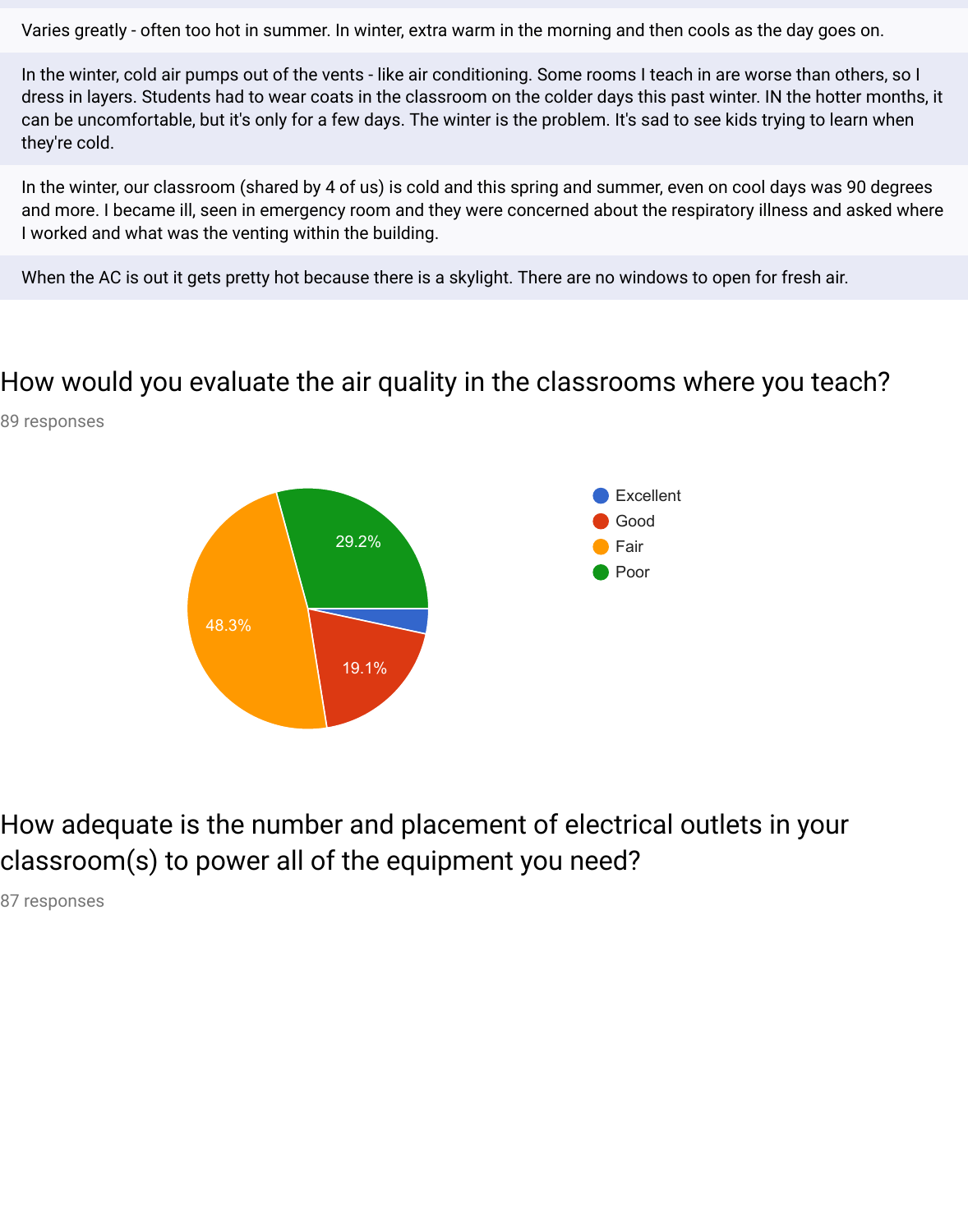Varies greatly - often too hot in summer. In winter, extra warm in the morning and then cools as the day goes on.

In the winter, cold air pumps out of the vents - like air conditioning. Some rooms I teach in are worse than others, so I dress in layers. Students had to wear coats in the classroom on the colder days this past winter. IN the hotter months, it can be uncomfortable, but it's only for a few days. The winter is the problem. It's sad to see kids trying to learn when they're cold.

In the winter, our classroom (shared by 4 of us) is cold and this spring and summer, even on cool days was 90 degrees and more. I became ill, seen in emergency room and they were concerned about the respiratory illness and asked where I worked and what was the venting within the building.

When the AC is out it gets pretty hot because there is a skylight. There are no windows to open for fresh air.

## How would you evaluate the air quality in the classrooms where you teach?

89 responses

| Response | Percentage |
| --- | --- |
| Excellent | |
| Good | 19.1% |
| Fair | 48.3% |
| Poor | 29.2% |

## How adequate is the number and placement of electrical outlets in your classroom(s) to power all of the equipment you need?

87 responses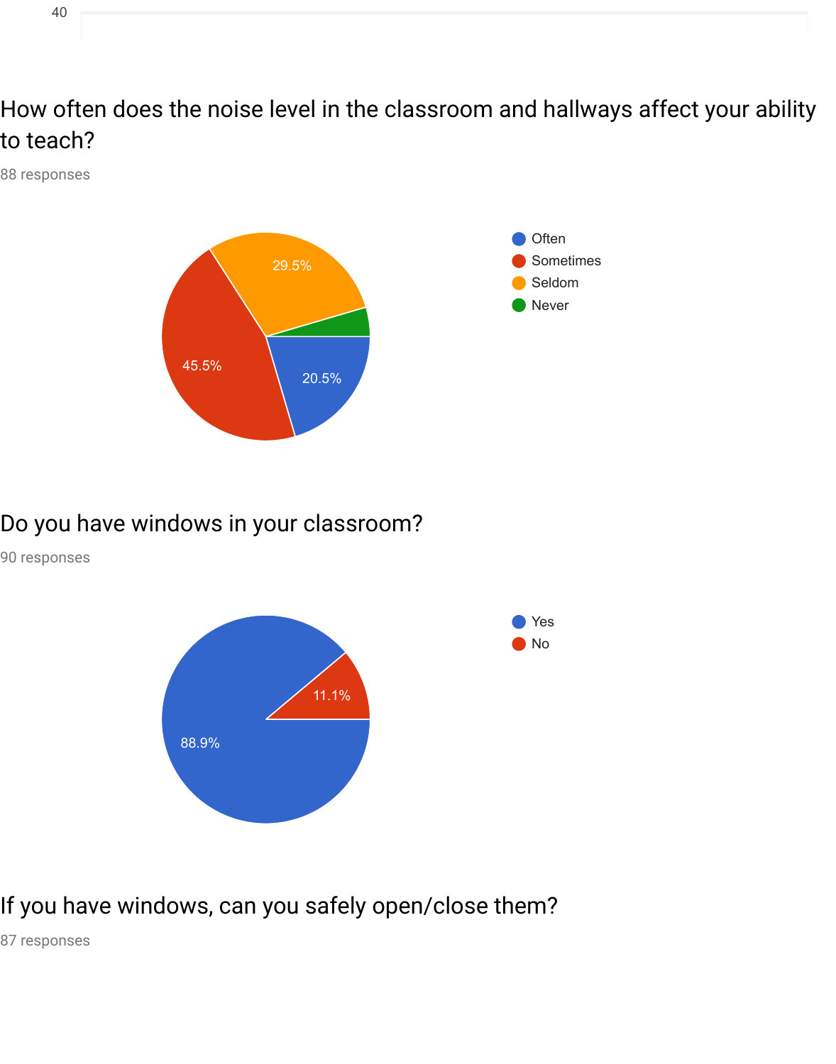## How often does the noise level in the classroom and hallways affect your ability to teach?

88 responses

- Often: 20.5%
- Sometimes: 45.5%
- Seldom: 29.5%
- Never

## Do you have windows in your classroom?

90 responses

- Yes: 88.9%
- No: 11.1%

## If you have windows, can you safely open/close them?

87 responses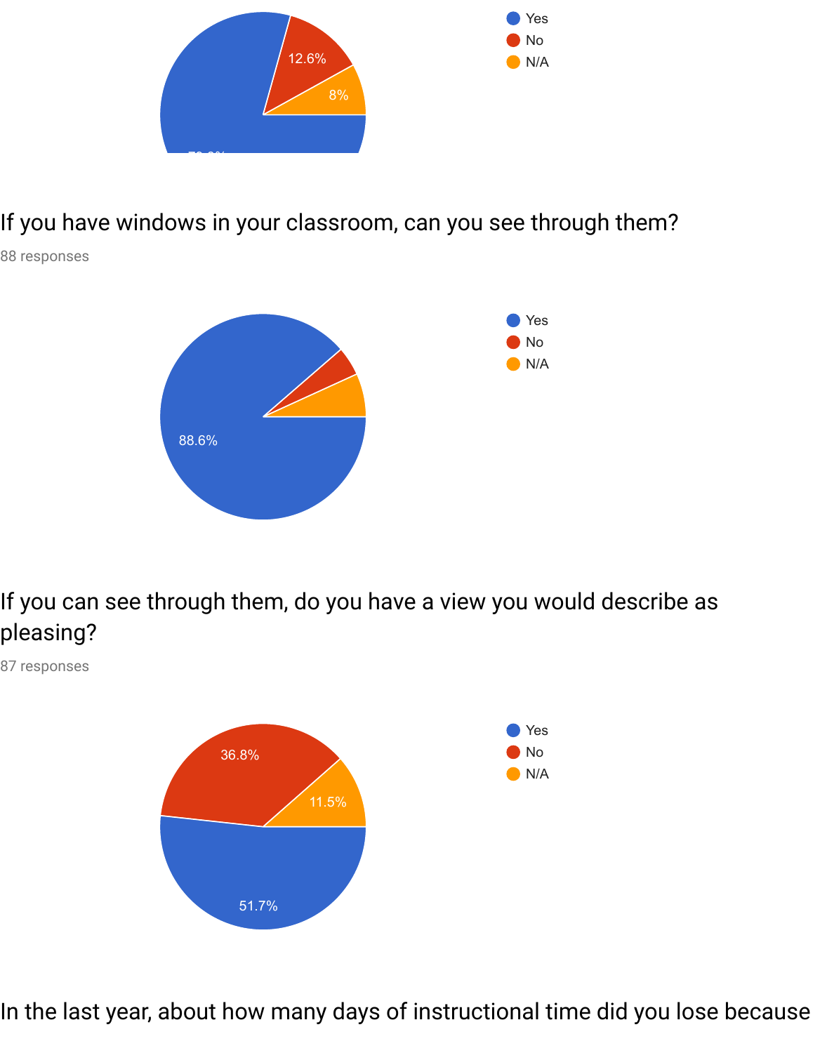Yes
No
N/A

12.6%
8%

If you have windows in your classroom, can you see through them?

88 responses

Yes
No
N/A

88.6%

If you can see through them, do you have a view you would describe as pleasing?

87 responses

Yes
No
N/A

36.8%
11.5%
51.7%

In the last year, about how many days of instructional time did you lose because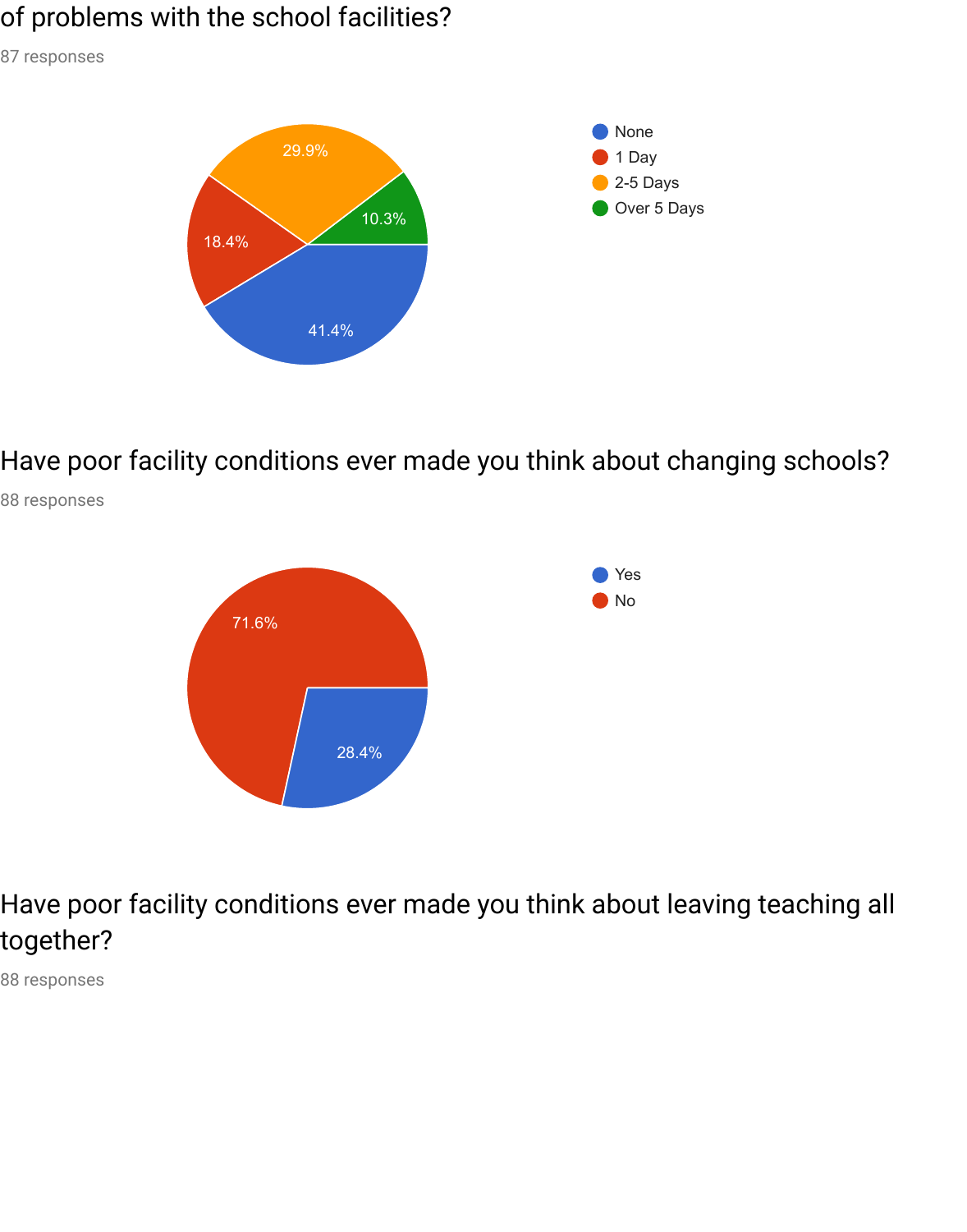of problems with the school facilities?

87 responses

| Response | Percentage |
| --- | --- |
| None | 41.4% |
| 1 Day | 18.4% |
| 2-5 Days | 29.9% |
| Over 5 Days | 10.3% |

Have poor facility conditions ever made you think about changing schools?

88 responses

| Response | Percentage |
| --- | --- |
| Yes | 28.4% |
| No | 71.6% |

Have poor facility conditions ever made you think about leaving teaching all together?

88 responses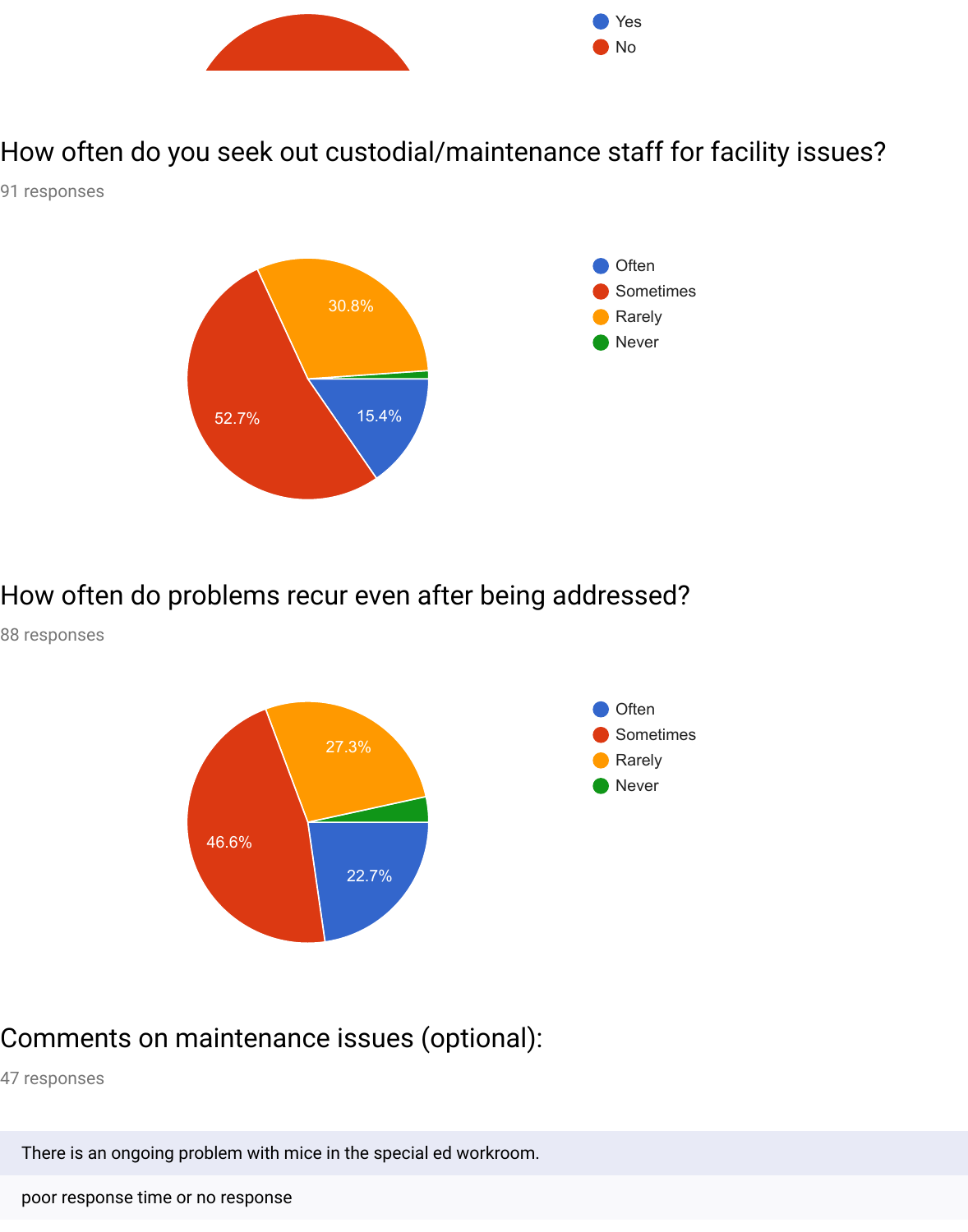- Yes
- No

## How often do you seek out custodial/maintenance staff for facility issues?

91 responses

| Response | Percentage |
| --- | --- |
| Often | 15.4% |
| Sometimes | 52.7% |
| Rarely | 30.8% |
| Never | |

## How often do problems recur even after being addressed?

88 responses

| Response | Percentage |
| --- | --- |
| Often | 22.7% |
| Sometimes | 46.6% |
| Rarely | 27.3% |
| Never | |

## Comments on maintenance issues (optional):

47 responses

There is an ongoing problem with mice in the special ed workroom.

poor response time or no response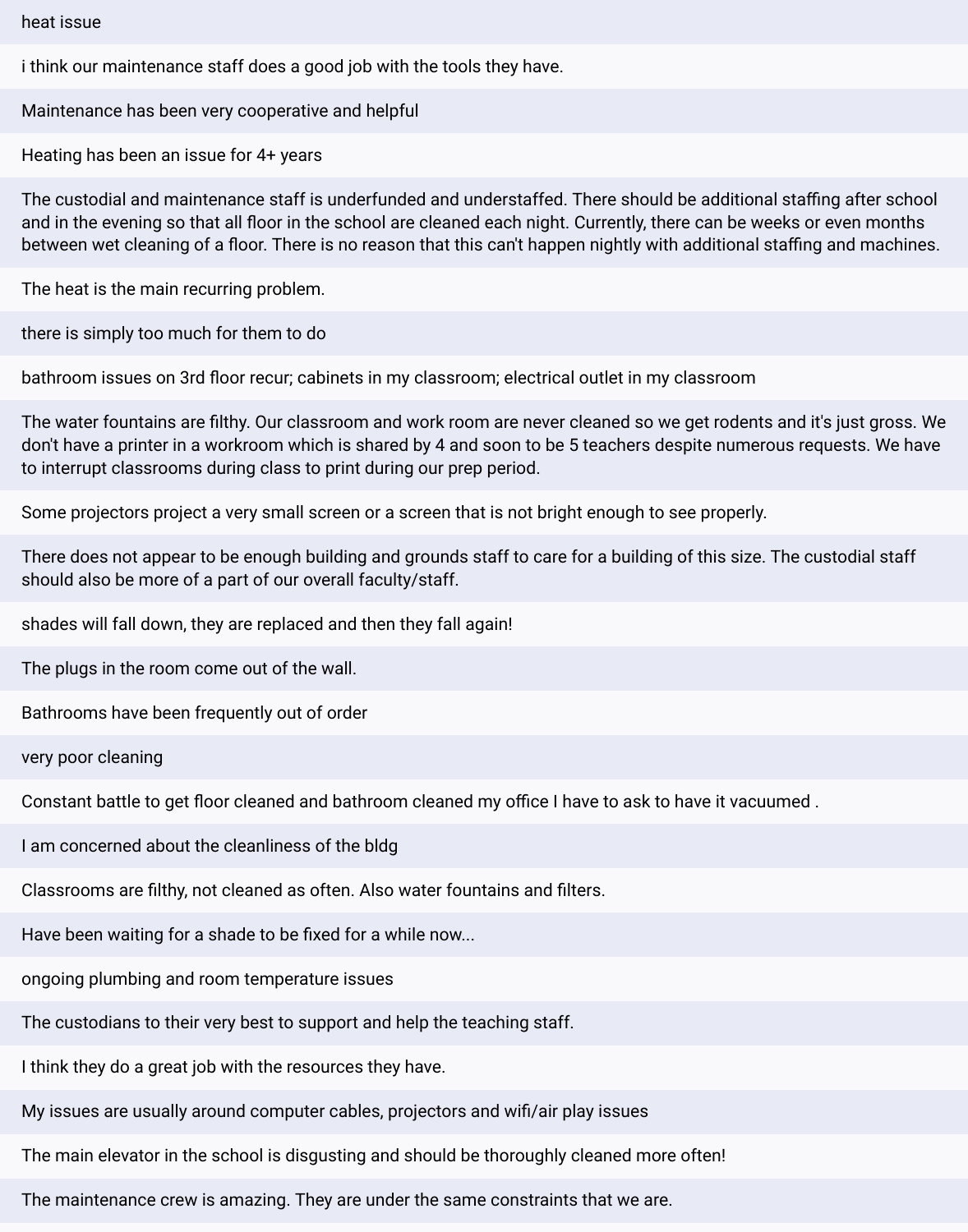heat issue

i think our maintenance staff does a good job with the tools they have.

Maintenance has been very cooperative and helpful

Heating has been an issue for 4+ years

The custodial and maintenance staff is underfunded and understaffed. There should be additional staffing after school and in the evening so that all floor in the school are cleaned each night. Currently, there can be weeks or even months between wet cleaning of a floor. There is no reason that this can't happen nightly with additional staffing and machines.

The heat is the main recurring problem.

there is simply too much for them to do

bathroom issues on 3rd floor recur; cabinets in my classroom; electrical outlet in my classroom

The water fountains are filthy. Our classroom and work room are never cleaned so we get rodents and it's just gross. We don't have a printer in a workroom which is shared by 4 and soon to be 5 teachers despite numerous requests. We have to interrupt classrooms during class to print during our prep period.

Some projectors project a very small screen or a screen that is not bright enough to see properly.

There does not appear to be enough building and grounds staff to care for a building of this size. The custodial staff should also be more of a part of our overall faculty/staff.

shades will fall down, they are replaced and then they fall again!

The plugs in the room come out of the wall.

Bathrooms have been frequently out of order

very poor cleaning

Constant battle to get floor cleaned and bathroom cleaned my office I have to ask to have it vacuumed .

I am concerned about the cleanliness of the bldg

Classrooms are filthy, not cleaned as often. Also water fountains and filters.

Have been waiting for a shade to be fixed for a while now...

ongoing plumbing and room temperature issues

The custodians to their very best to support and help the teaching staff.

I think they do a great job with the resources they have.

My issues are usually around computer cables, projectors and wifi/air play issues

The main elevator in the school is disgusting and should be thoroughly cleaned more often!

The maintenance crew is amazing. They are under the same constraints that we are.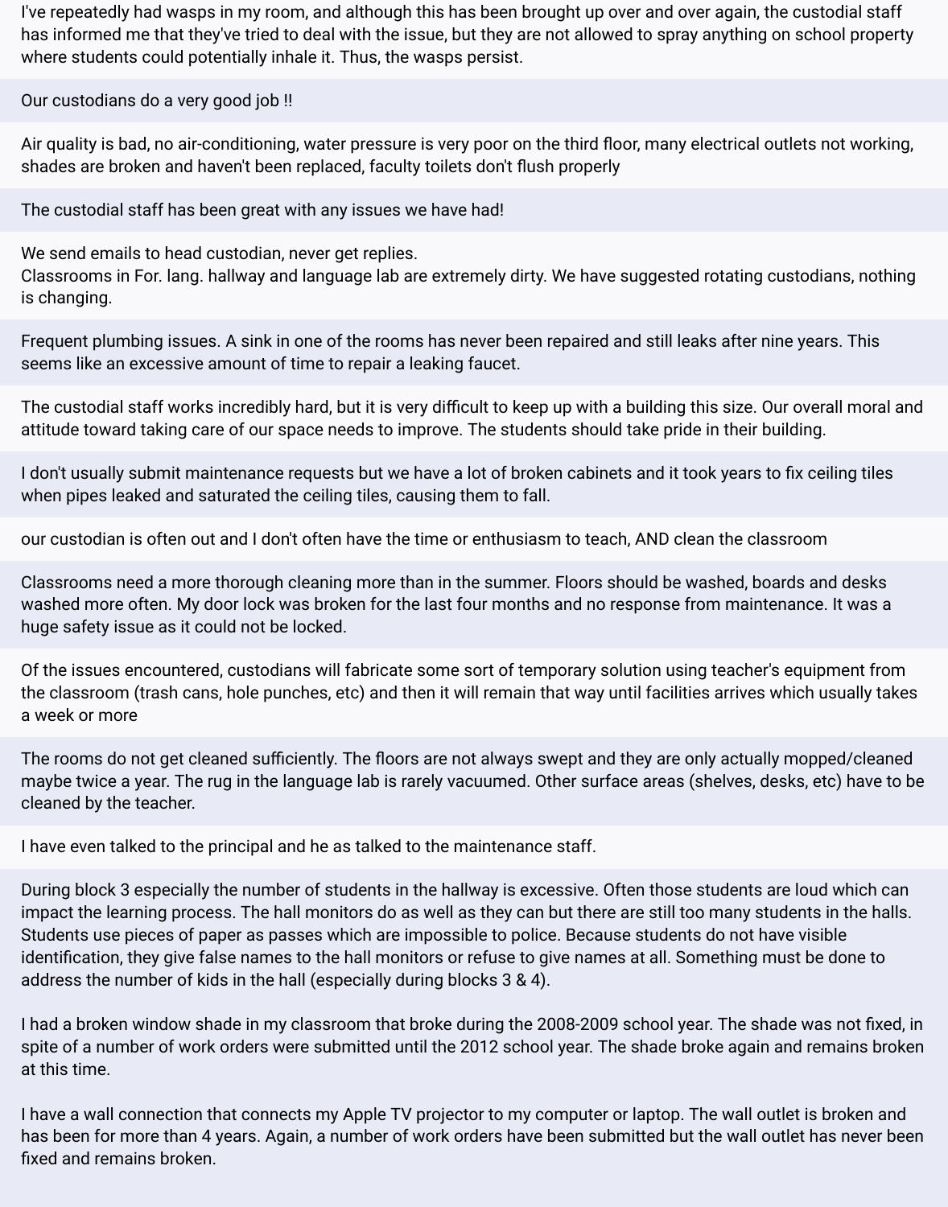I've repeatedly had wasps in my room, and although this has been brought up over and over again, the custodial staff has informed me that they've tried to deal with the issue, but they are not allowed to spray anything on school property where students could potentially inhale it. Thus, the wasps persist.

Our custodians do a very good job !!

Air quality is bad, no air-conditioning, water pressure is very poor on the third floor, many electrical outlets not working, shades are broken and haven't been replaced, faculty toilets don't flush properly

The custodial staff has been great with any issues we have had!

We send emails to head custodian, never get replies.
Classrooms in For. lang. hallway and language lab are extremely dirty. We have suggested rotating custodians, nothing is changing.

Frequent plumbing issues. A sink in one of the rooms has never been repaired and still leaks after nine years. This seems like an excessive amount of time to repair a leaking faucet.

The custodial staff works incredibly hard, but it is very difficult to keep up with a building this size. Our overall moral and attitude toward taking care of our space needs to improve. The students should take pride in their building.

I don't usually submit maintenance requests but we have a lot of broken cabinets and it took years to fix ceiling tiles when pipes leaked and saturated the ceiling tiles, causing them to fall.

our custodian is often out and I don't often have the time or enthusiasm to teach, AND clean the classroom

Classrooms need a more thorough cleaning more than in the summer. Floors should be washed, boards and desks washed more often. My door lock was broken for the last four months and no response from maintenance. It was a huge safety issue as it could not be locked.

Of the issues encountered, custodians will fabricate some sort of temporary solution using teacher's equipment from the classroom (trash cans, hole punches, etc) and then it will remain that way until facilities arrives which usually takes a week or more

The rooms do not get cleaned sufficiently. The floors are not always swept and they are only actually mopped/cleaned maybe twice a year. The rug in the language lab is rarely vacuumed. Other surface areas (shelves, desks, etc) have to be cleaned by the teacher.

I have even talked to the principal and he as talked to the maintenance staff.

During block 3 especially the number of students in the hallway is excessive. Often those students are loud which can impact the learning process. The hall monitors do as well as they can but there are still too many students in the halls. Students use pieces of paper as passes which are impossible to police. Because students do not have visible identification, they give false names to the hall monitors or refuse to give names at all. Something must be done to address the number of kids in the hall (especially during blocks 3 & 4).

I had a broken window shade in my classroom that broke during the 2008-2009 school year. The shade was not fixed, in spite of a number of work orders were submitted until the 2012 school year. The shade broke again and remains broken at this time.

I have a wall connection that connects my Apple TV projector to my computer or laptop. The wall outlet is broken and has been for more than 4 years. Again, a number of work orders have been submitted but the wall outlet has never been fixed and remains broken.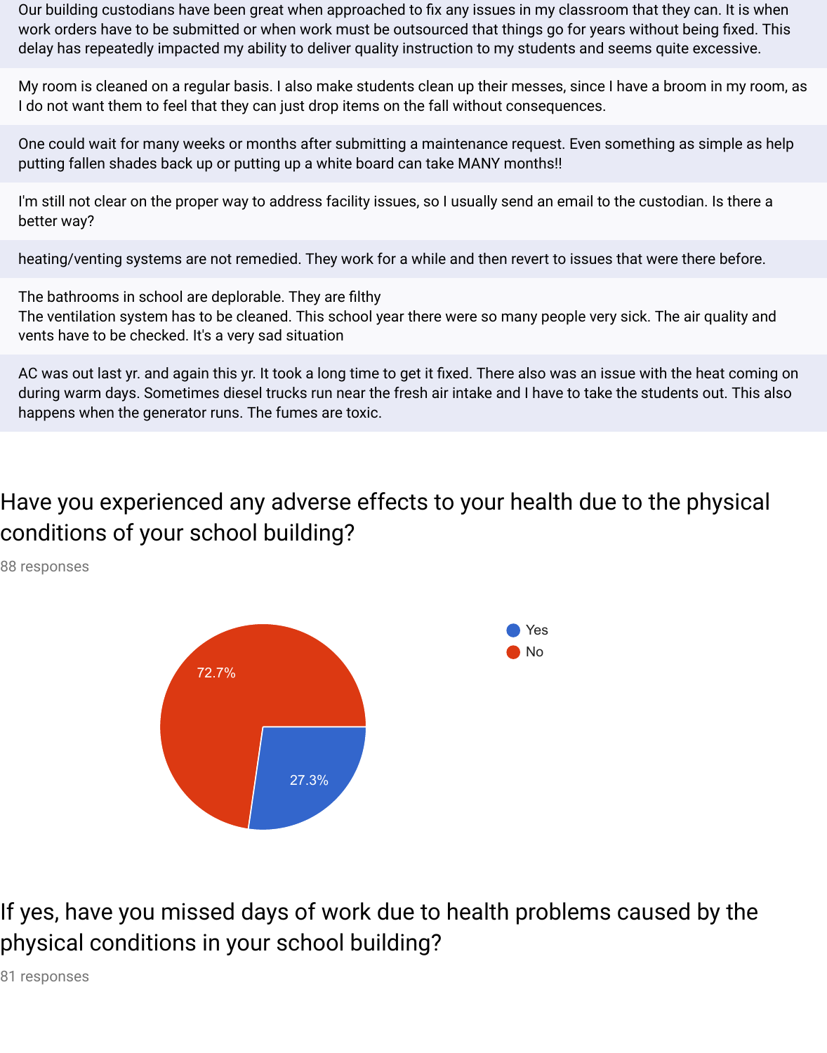Our building custodians have been great when approached to fix any issues in my classroom that they can. It is when work orders have to be submitted or when work must be outsourced that things go for years without being fixed. This delay has repeatedly impacted my ability to deliver quality instruction to my students and seems quite excessive.

My room is cleaned on a regular basis. I also make students clean up their messes, since I have a broom in my room, as I do not want them to feel that they can just drop items on the fall without consequences.

One could wait for many weeks or months after submitting a maintenance request. Even something as simple as help putting fallen shades back up or putting up a white board can take MANY months!!

I'm still not clear on the proper way to address facility issues, so I usually send an email to the custodian. Is there a better way?

heating/venting systems are not remedied. They work for a while and then revert to issues that were there before.

The bathrooms in school are deplorable. They are filthy
The ventilation system has to be cleaned. This school year there were so many people very sick. The air quality and vents have to be checked. It's a very sad situation

AC was out last yr. and again this yr. It took a long time to get it fixed. There also was an issue with the heat coming on during warm days. Sometimes diesel trucks run near the fresh air intake and I have to take the students out. This also happens when the generator runs. The fumes are toxic.

## Have you experienced any adverse effects to your health due to the physical conditions of your school building?

88 responses

| Response | Percentage |
|---|---|
| Yes | 27.3% |
| No | 72.7% |

## If yes, have you missed days of work due to health problems caused by the physical conditions in your school building?

81 responses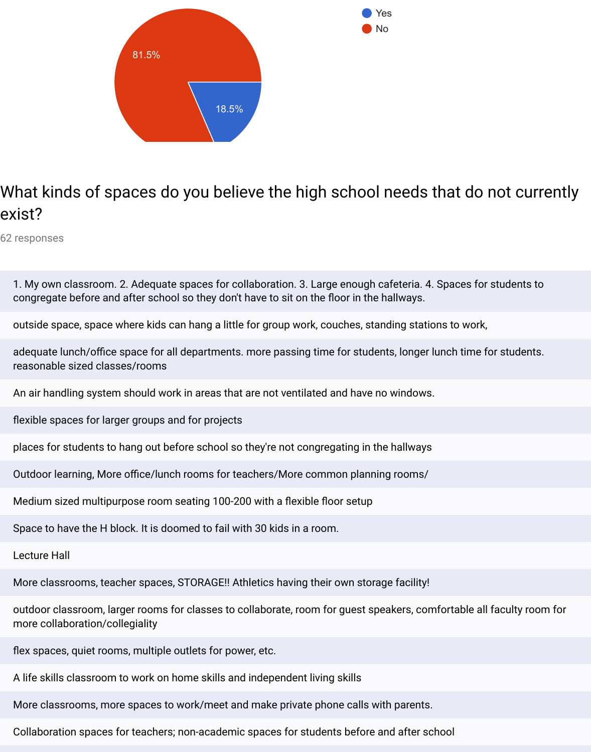- Yes: 18.5%
- No: 81.5%

## What kinds of spaces do you believe the high school needs that do not currently exist?

62 responses

1. My own classroom. 2. Adequate spaces for collaboration. 3. Large enough cafeteria. 4. Spaces for students to congregate before and after school so they don't have to sit on the floor in the hallways.

outside space, space where kids can hang a little for group work, couches, standing stations to work,

adequate lunch/office space for all departments. more passing time for students, longer lunch time for students. reasonable sized classes/rooms

An air handling system should work in areas that are not ventilated and have no windows.

flexible spaces for larger groups and for projects

places for students to hang out before school so they're not congregating in the hallways

Outdoor learning, More office/lunch rooms for teachers/More common planning rooms/

Medium sized multipurpose room seating 100-200 with a flexible floor setup

Space to have the H block. It is doomed to fail with 30 kids in a room.

Lecture Hall

More classrooms, teacher spaces, STORAGE!! Athletics having their own storage facility!

outdoor classroom, larger rooms for classes to collaborate, room for guest speakers, comfortable all faculty room for more collaboration/collegiality

flex spaces, quiet rooms, multiple outlets for power, etc.

A life skills classroom to work on home skills and independent living skills

More classrooms, more spaces to work/meet and make private phone calls with parents.

Collaboration spaces for teachers; non-academic spaces for students before and after school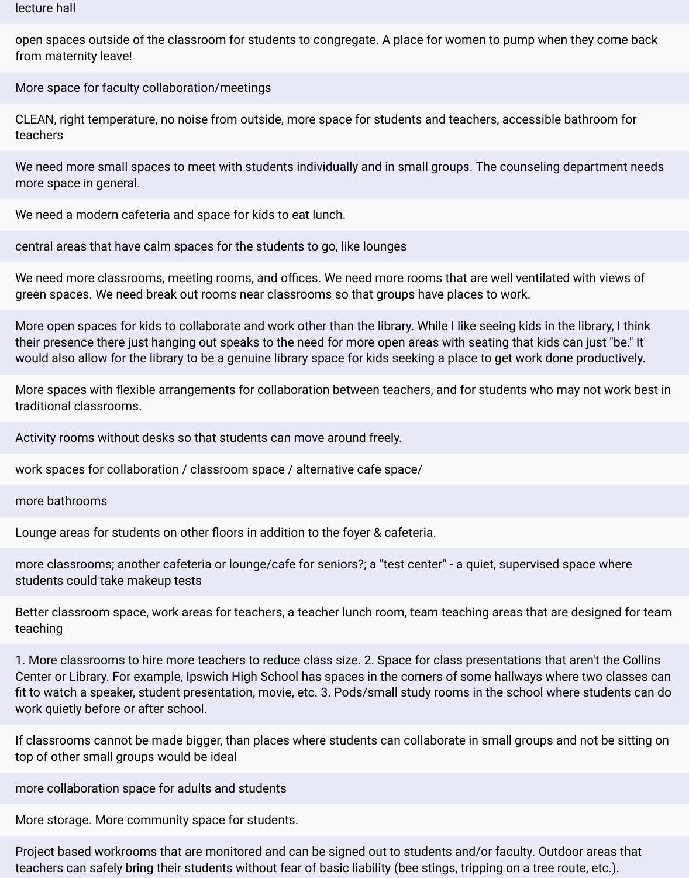lecture hall

open spaces outside of the classroom for students to congregate. A place for women to pump when they come back from maternity leave!

More space for faculty collaboration/meetings

CLEAN, right temperature, no noise from outside, more space for students and teachers, accessible bathroom for teachers

We need more small spaces to meet with students individually and in small groups. The counseling department needs more space in general.

We need a modern cafeteria and space for kids to eat lunch.

central areas that have calm spaces for the students to go, like lounges

We need more classrooms, meeting rooms, and offices. We need more rooms that are well ventilated with views of green spaces. We need break out rooms near classrooms so that groups have places to work.

More open spaces for kids to collaborate and work other than the library. While I like seeing kids in the library, I think their presence there just hanging out speaks to the need for more open areas with seating that kids can just "be." It would also allow for the library to be a genuine library space for kids seeking a place to get work done productively.

More spaces with flexible arrangements for collaboration between teachers, and for students who may not work best in traditional classrooms.

Activity rooms without desks so that students can move around freely.

work spaces for collaboration / classroom space / alternative cafe space/

more bathrooms

Lounge areas for students on other floors in addition to the foyer & cafeteria.

more classrooms; another cafeteria or lounge/cafe for seniors?; a "test center" - a quiet, supervised space where students could take makeup tests

Better classroom space, work areas for teachers, a teacher lunch room, team teaching areas that are designed for team teaching

1. More classrooms to hire more teachers to reduce class size. 2. Space for class presentations that aren't the Collins Center or Library. For example, Ipswich High School has spaces in the corners of some hallways where two classes can fit to watch a speaker, student presentation, movie, etc. 3. Pods/small study rooms in the school where students can do work quietly before or after school.

If classrooms cannot be made bigger, than places where students can collaborate in small groups and not be sitting on top of other small groups would be ideal

more collaboration space for adults and students

More storage. More community space for students.

Project based workrooms that are monitored and can be signed out to students and/or faculty. Outdoor areas that teachers can safely bring their students without fear of basic liability (bee stings, tripping on a tree route, etc.).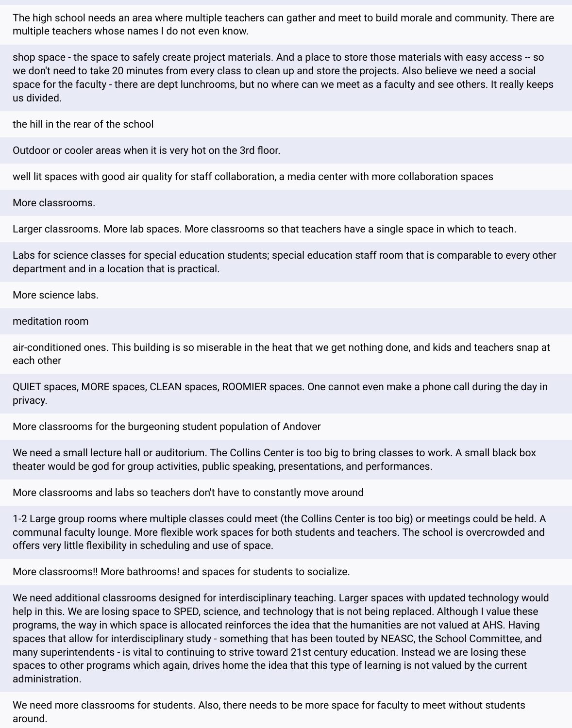The high school needs an area where multiple teachers can gather and meet to build morale and community. There are multiple teachers whose names I do not even know.

shop space - the space to safely create project materials. And a place to store those materials with easy access -- so we don't need to take 20 minutes from every class to clean up and store the projects. Also believe we need a social space for the faculty - there are dept lunchrooms, but no where can we meet as a faculty and see others. It really keeps us divided.

the hill in the rear of the school

Outdoor or cooler areas when it is very hot on the 3rd floor.

well lit spaces with good air quality for staff collaboration, a media center with more collaboration spaces

More classrooms.

Larger classrooms. More lab spaces. More classrooms so that teachers have a single space in which to teach.

Labs for science classes for special education students; special education staff room that is comparable to every other department and in a location that is practical.

More science labs.

meditation room

air-conditioned ones. This building is so miserable in the heat that we get nothing done, and kids and teachers snap at each other

QUIET spaces, MORE spaces, CLEAN spaces, ROOMIER spaces. One cannot even make a phone call during the day in privacy.

More classrooms for the burgeoning student population of Andover

We need a small lecture hall or auditorium. The Collins Center is too big to bring classes to work. A small black box theater would be god for group activities, public speaking, presentations, and performances.

More classrooms and labs so teachers don't have to constantly move around

1-2 Large group rooms where multiple classes could meet (the Collins Center is too big) or meetings could be held. A communal faculty lounge. More flexible work spaces for both students and teachers. The school is overcrowded and offers very little flexibility in scheduling and use of space.

More classrooms!! More bathrooms! and spaces for students to socialize.

We need additional classrooms designed for interdisciplinary teaching. Larger spaces with updated technology would help in this. We are losing space to SPED, science, and technology that is not being replaced. Although I value these programs, the way in which space is allocated reinforces the idea that the humanities are not valued at AHS. Having spaces that allow for interdisciplinary study - something that has been touted by NEASC, the School Committee, and many superintendents - is vital to continuing to strive toward 21st century education. Instead we are losing these spaces to other programs which again, drives home the idea that this type of learning is not valued by the current administration.

We need more classrooms for students. Also, there needs to be more space for faculty to meet without students around.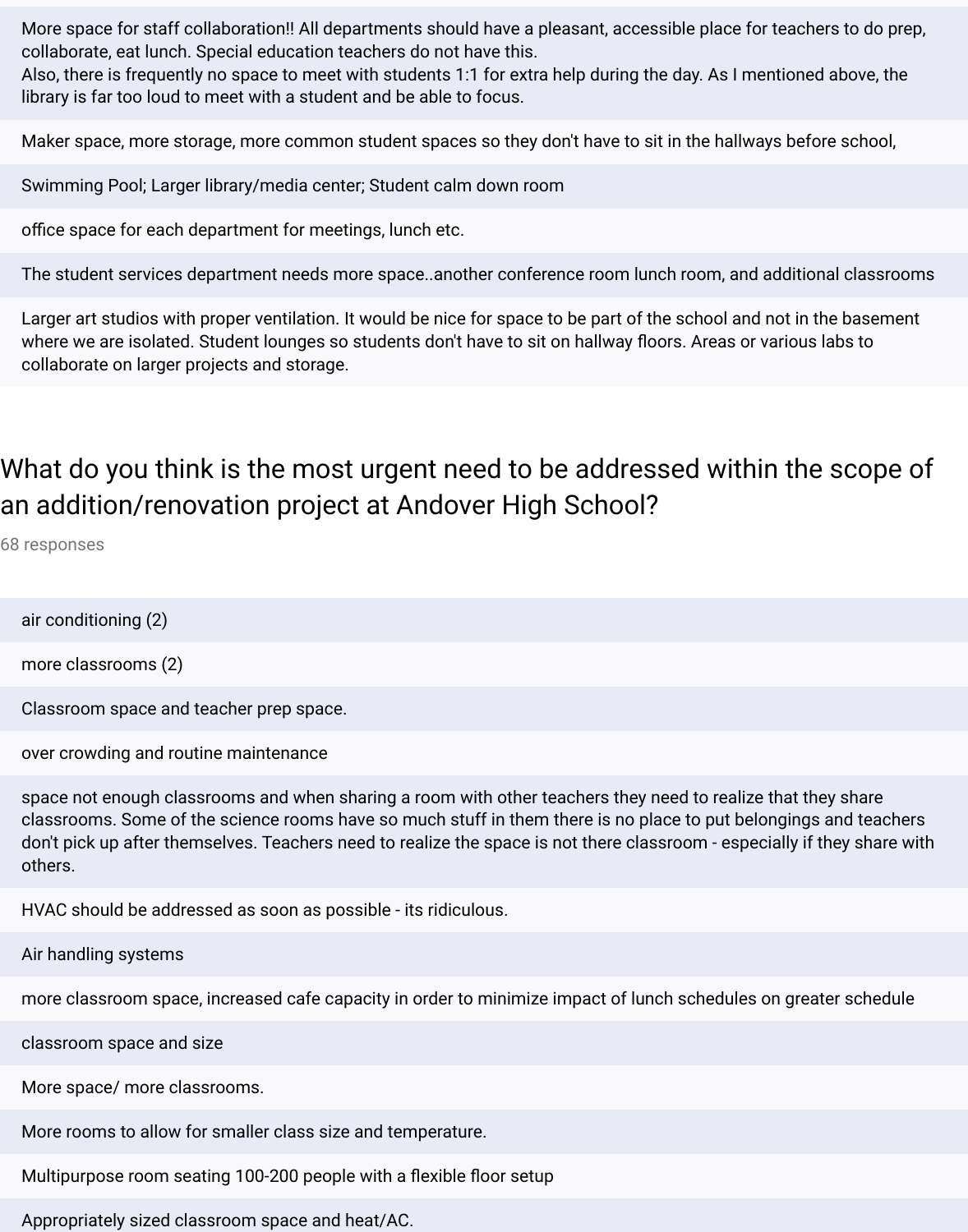More space for staff collaboration!! All departments should have a pleasant, accessible place for teachers to do prep, collaborate, eat lunch. Special education teachers do not have this.
Also, there is frequently no space to meet with students 1:1 for extra help during the day. As I mentioned above, the library is far too loud to meet with a student and be able to focus.

Maker space, more storage, more common student spaces so they don't have to sit in the hallways before school,

Swimming Pool; Larger library/media center; Student calm down room

office space for each department for meetings, lunch etc.

The student services department needs more space..another conference room lunch room, and additional classrooms

Larger art studios with proper ventilation. It would be nice for space to be part of the school and not in the basement where we are isolated. Student lounges so students don't have to sit on hallway floors. Areas or various labs to collaborate on larger projects and storage.

## What do you think is the most urgent need to be addressed within the scope of an addition/renovation project at Andover High School?

68 responses

air conditioning (2)

more classrooms (2)

Classroom space and teacher prep space.

over crowding and routine maintenance

space not enough classrooms and when sharing a room with other teachers they need to realize that they share classrooms. Some of the science rooms have so much stuff in them there is no place to put belongings and teachers don't pick up after themselves. Teachers need to realize the space is not there classroom - especially if they share with others.

HVAC should be addressed as soon as possible - its ridiculous.

Air handling systems

more classroom space, increased cafe capacity in order to minimize impact of lunch schedules on greater schedule

classroom space and size

More space/ more classrooms.

More rooms to allow for smaller class size and temperature.

Multipurpose room seating 100-200 people with a flexible floor setup

Appropriately sized classroom space and heat/AC.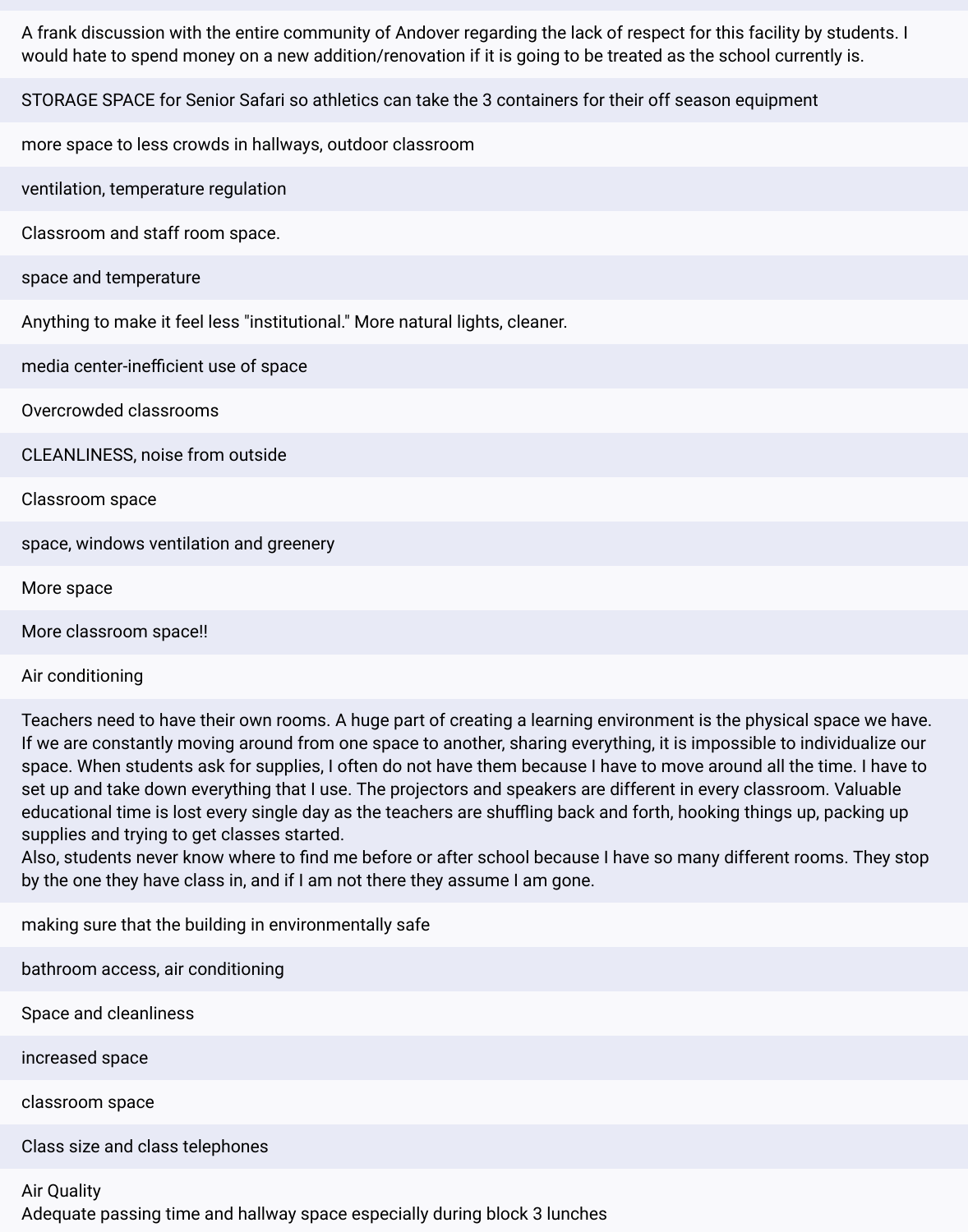A frank discussion with the entire community of Andover regarding the lack of respect for this facility by students. I would hate to spend money on a new addition/renovation if it is going to be treated as the school currently is.

STORAGE SPACE for Senior Safari so athletics can take the 3 containers for their off season equipment

more space to less crowds in hallways, outdoor classroom

ventilation, temperature regulation

Classroom and staff room space.

space and temperature

Anything to make it feel less "institutional." More natural lights, cleaner.

media center-inefficient use of space

Overcrowded classrooms

CLEANLINESS, noise from outside

Classroom space

space, windows ventilation and greenery

More space

More classroom space!!

Air conditioning

Teachers need to have their own rooms. A huge part of creating a learning environment is the physical space we have. If we are constantly moving around from one space to another, sharing everything, it is impossible to individualize our space. When students ask for supplies, I often do not have them because I have to move around all the time. I have to set up and take down everything that I use. The projectors and speakers are different in every classroom. Valuable educational time is lost every single day as the teachers are shuffling back and forth, hooking things up, packing up supplies and trying to get classes started.
Also, students never know where to find me before or after school because I have so many different rooms. They stop by the one they have class in, and if I am not there they assume I am gone.

making sure that the building in environmentally safe

bathroom access, air conditioning

Space and cleanliness

increased space

classroom space

Class size and class telephones

Air Quality
Adequate passing time and hallway space especially during block 3 lunches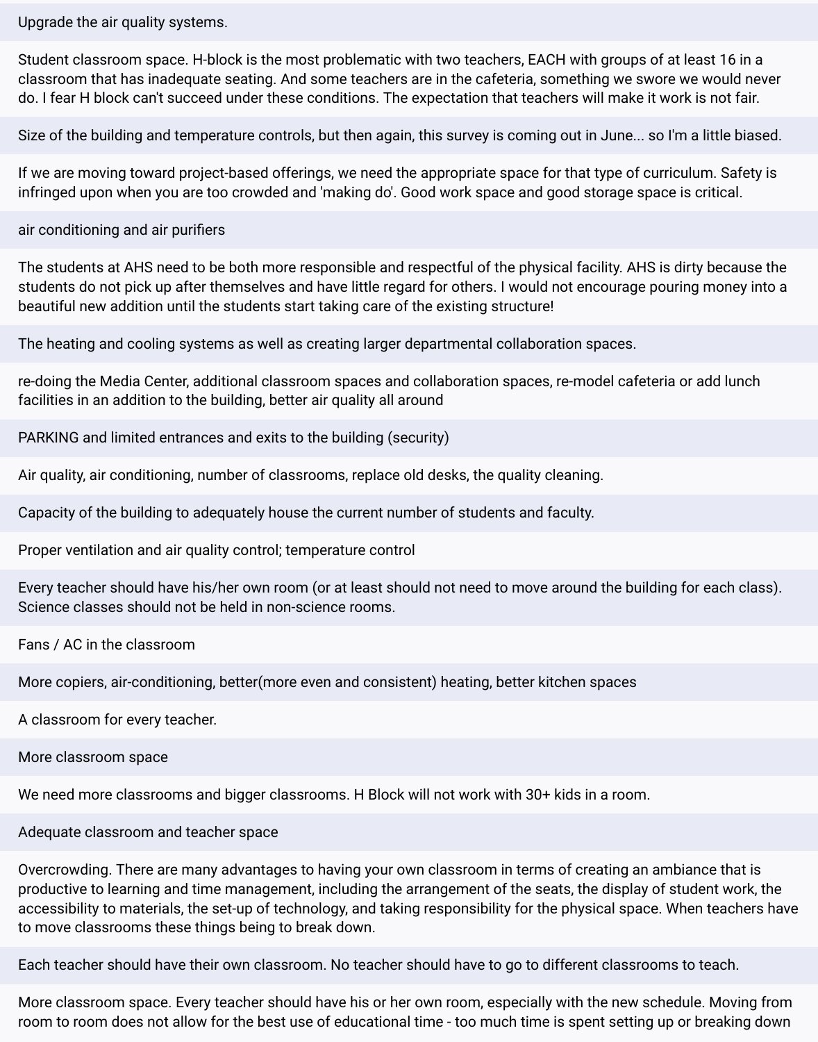Upgrade the air quality systems.

Student classroom space. H-block is the most problematic with two teachers, EACH with groups of at least 16 in a classroom that has inadequate seating. And some teachers are in the cafeteria, something we swore we would never do. I fear H block can't succeed under these conditions. The expectation that teachers will make it work is not fair.

Size of the building and temperature controls, but then again, this survey is coming out in June... so I'm a little biased.

If we are moving toward project-based offerings, we need the appropriate space for that type of curriculum. Safety is infringed upon when you are too crowded and 'making do'. Good work space and good storage space is critical.

air conditioning and air purifiers

The students at AHS need to be both more responsible and respectful of the physical facility. AHS is dirty because the students do not pick up after themselves and have little regard for others. I would not encourage pouring money into a beautiful new addition until the students start taking care of the existing structure!

The heating and cooling systems as well as creating larger departmental collaboration spaces.

re-doing the Media Center, additional classroom spaces and collaboration spaces, re-model cafeteria or add lunch facilities in an addition to the building, better air quality all around

PARKING and limited entrances and exits to the building (security)

Air quality, air conditioning, number of classrooms, replace old desks, the quality cleaning.

Capacity of the building to adequately house the current number of students and faculty.

Proper ventilation and air quality control; temperature control

Every teacher should have his/her own room (or at least should not need to move around the building for each class). Science classes should not be held in non-science rooms.

Fans / AC in the classroom

More copiers, air-conditioning, better(more even and consistent) heating, better kitchen spaces

A classroom for every teacher.

More classroom space

We need more classrooms and bigger classrooms. H Block will not work with 30+ kids in a room.

Adequate classroom and teacher space

Overcrowding. There are many advantages to having your own classroom in terms of creating an ambiance that is productive to learning and time management, including the arrangement of the seats, the display of student work, the accessibility to materials, the set-up of technology, and taking responsibility for the physical space. When teachers have to move classrooms these things being to break down.

Each teacher should have their own classroom. No teacher should have to go to different classrooms to teach.

More classroom space. Every teacher should have his or her own room, especially with the new schedule. Moving from room to room does not allow for the best use of educational time - too much time is spent setting up or breaking down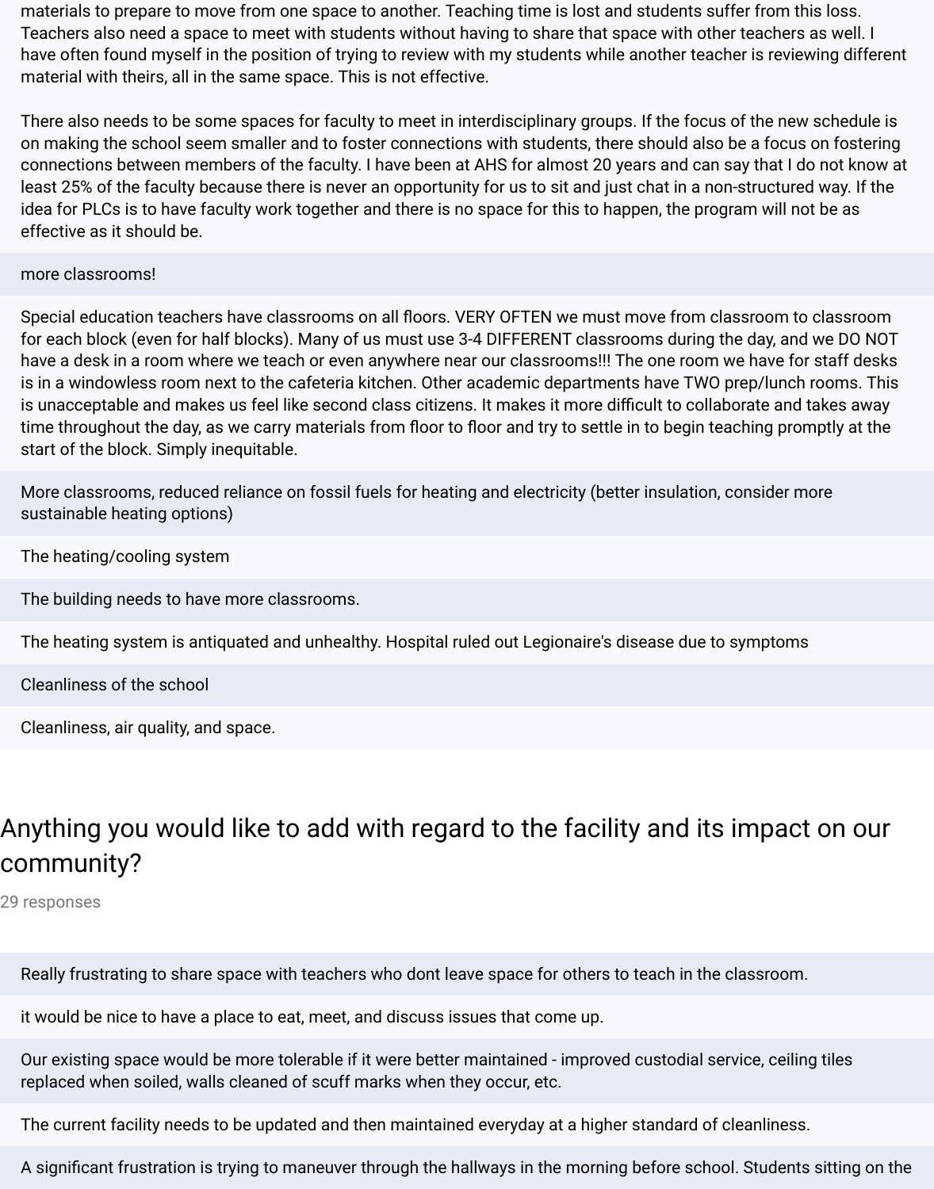materials to prepare to move from one space to another. Teaching time is lost and students suffer from this loss. Teachers also need a space to meet with students without having to share that space with other teachers as well. I have often found myself in the position of trying to review with my students while another teacher is reviewing different material with theirs, all in the same space. This is not effective.

There also needs to be some spaces for faculty to meet in interdisciplinary groups. If the focus of the new schedule is on making the school seem smaller and to foster connections with students, there should also be a focus on fostering connections between members of the faculty. I have been at AHS for almost 20 years and can say that I do not know at least 25% of the faculty because there is never an opportunity for us to sit and just chat in a non-structured way. If the idea for PLCs is to have faculty work together and there is no space for this to happen, the program will not be as effective as it should be.

more classrooms!

Special education teachers have classrooms on all floors. VERY OFTEN we must move from classroom to classroom for each block (even for half blocks). Many of us must use 3-4 DIFFERENT classrooms during the day, and we DO NOT have a desk in a room where we teach or even anywhere near our classrooms!!! The one room we have for staff desks is in a windowless room next to the cafeteria kitchen. Other academic departments have TWO prep/lunch rooms. This is unacceptable and makes us feel like second class citizens. It makes it more difficult to collaborate and takes away time throughout the day, as we carry materials from floor to floor and try to settle in to begin teaching promptly at the start of the block. Simply inequitable.

More classrooms, reduced reliance on fossil fuels for heating and electricity (better insulation, consider more sustainable heating options)

The heating/cooling system

The building needs to have more classrooms.

The heating system is antiquated and unhealthy. Hospital ruled out Legionaire's disease due to symptoms

Cleanliness of the school

Cleanliness, air quality, and space.

## Anything you would like to add with regard to the facility and its impact on our community?

29 responses

Really frustrating to share space with teachers who dont leave space for others to teach in the classroom.

it would be nice to have a place to eat, meet, and discuss issues that come up.

Our existing space would be more tolerable if it were better maintained - improved custodial service, ceiling tiles replaced when soiled, walls cleaned of scuff marks when they occur, etc.

The current facility needs to be updated and then maintained everyday at a higher standard of cleanliness.

A significant frustration is trying to maneuver through the hallways in the morning before school. Students sitting on the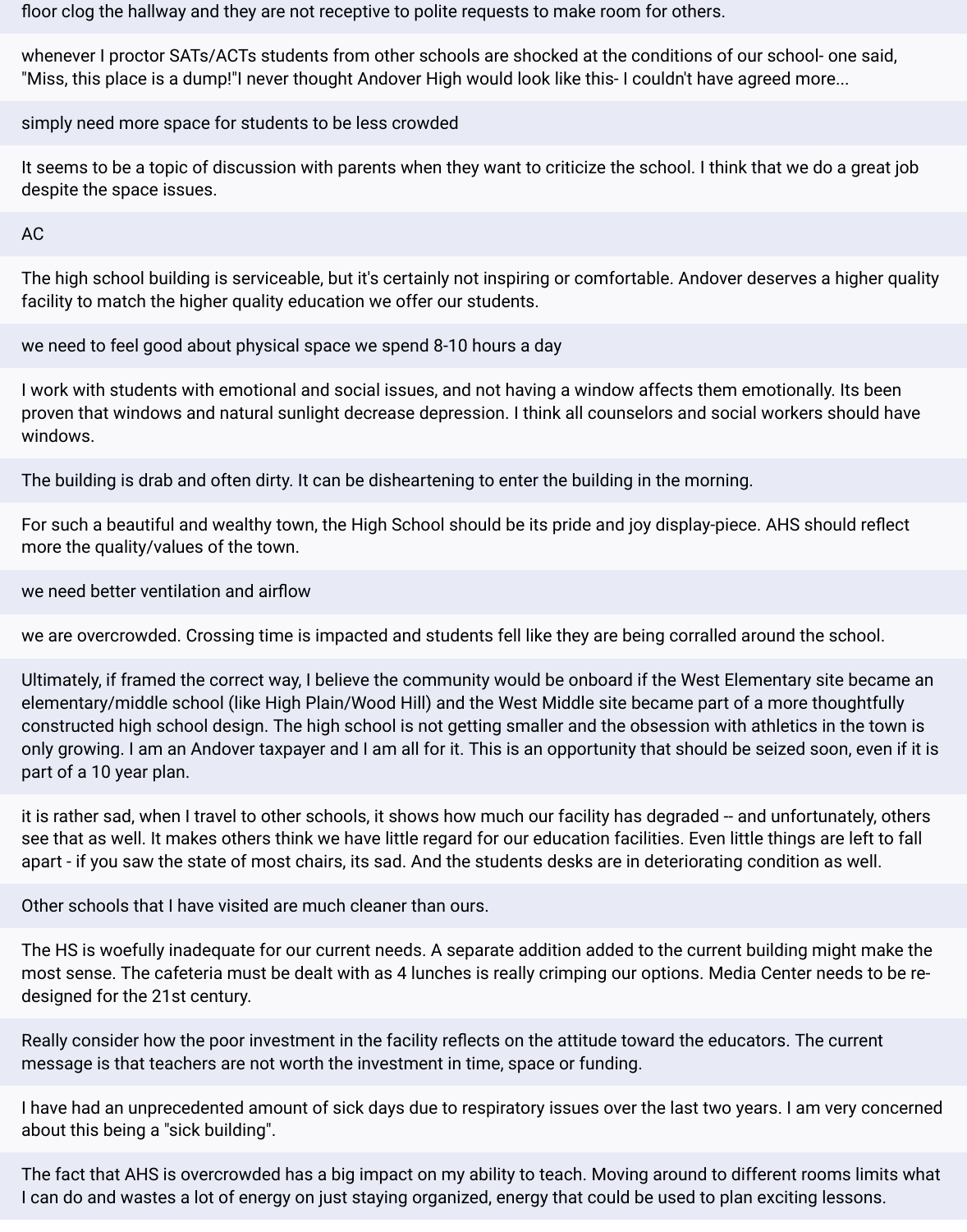floor clog the hallway and they are not receptive to polite requests to make room for others.

whenever I proctor SATs/ACTs students from other schools are shocked at the conditions of our school- one said, "Miss, this place is a dump!"I never thought Andover High would look like this- I couldn't have agreed more...

simply need more space for students to be less crowded

It seems to be a topic of discussion with parents when they want to criticize the school. I think that we do a great job despite the space issues.

AC

The high school building is serviceable, but it's certainly not inspiring or comfortable. Andover deserves a higher quality facility to match the higher quality education we offer our students.

we need to feel good about physical space we spend 8-10 hours a day

I work with students with emotional and social issues, and not having a window affects them emotionally. Its been proven that windows and natural sunlight decrease depression. I think all counselors and social workers should have windows.

The building is drab and often dirty. It can be disheartening to enter the building in the morning.

For such a beautiful and wealthy town, the High School should be its pride and joy display-piece. AHS should reflect more the quality/values of the town.

we need better ventilation and airflow

we are overcrowded. Crossing time is impacted and students fell like they are being corralled around the school.

Ultimately, if framed the correct way, I believe the community would be onboard if the West Elementary site became an elementary/middle school (like High Plain/Wood Hill) and the West Middle site became part of a more thoughtfully constructed high school design. The high school is not getting smaller and the obsession with athletics in the town is only growing. I am an Andover taxpayer and I am all for it. This is an opportunity that should be seized soon, even if it is part of a 10 year plan.

it is rather sad, when I travel to other schools, it shows how much our facility has degraded -- and unfortunately, others see that as well. It makes others think we have little regard for our education facilities. Even little things are left to fall apart - if you saw the state of most chairs, its sad. And the students desks are in deteriorating condition as well.

Other schools that I have visited are much cleaner than ours.

The HS is woefully inadequate for our current needs. A separate addition added to the current building might make the most sense. The cafeteria must be dealt with as 4 lunches is really crimping our options. Media Center needs to be re-designed for the 21st century.

Really consider how the poor investment in the facility reflects on the attitude toward the educators. The current message is that teachers are not worth the investment in time, space or funding.

I have had an unprecedented amount of sick days due to respiratory issues over the last two years. I am very concerned about this being a "sick building".

The fact that AHS is overcrowded has a big impact on my ability to teach. Moving around to different rooms limits what I can do and wastes a lot of energy on just staying organized, energy that could be used to plan exciting lessons.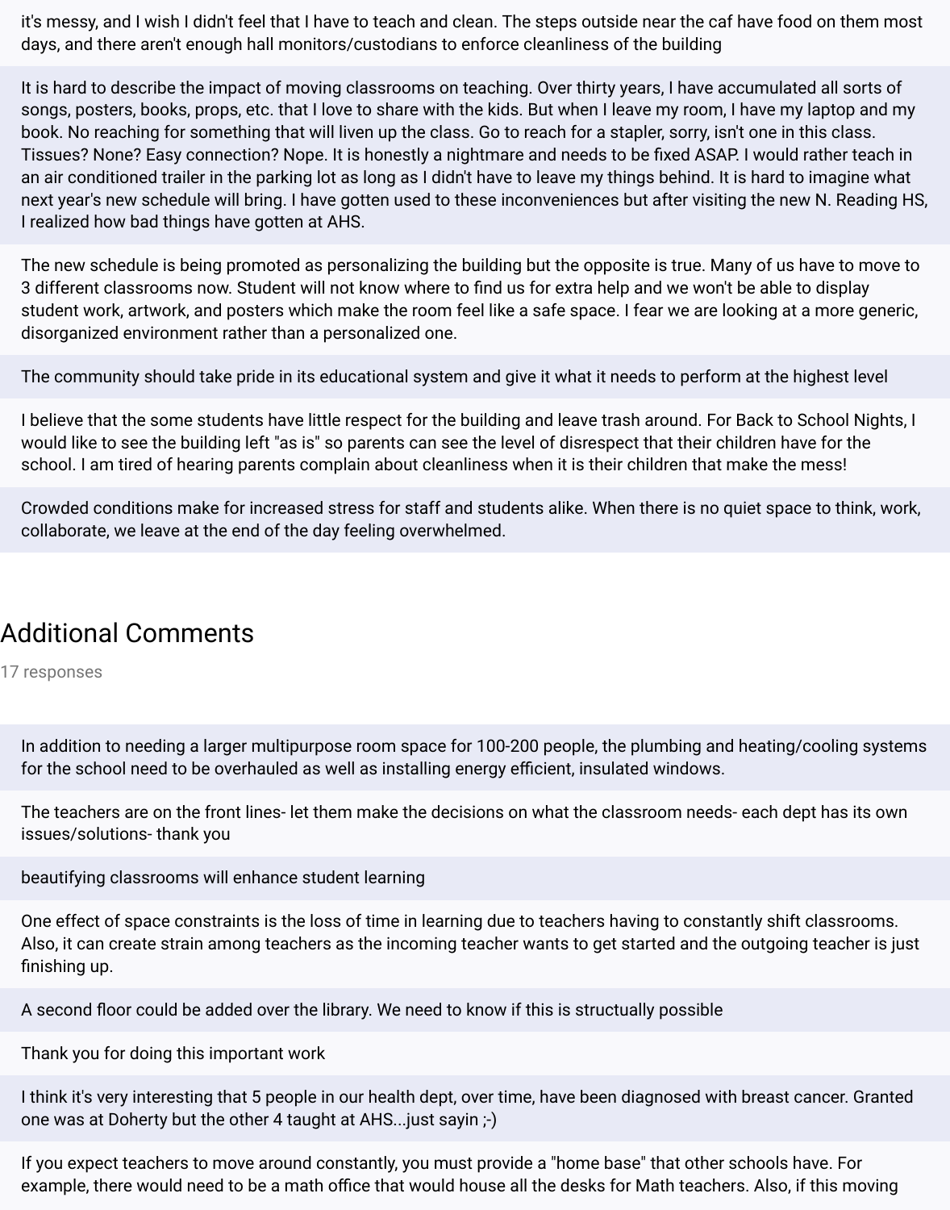it's messy, and I wish I didn't feel that I have to teach and clean. The steps outside near the caf have food on them most days, and there aren't enough hall monitors/custodians to enforce cleanliness of the building

It is hard to describe the impact of moving classrooms on teaching. Over thirty years, I have accumulated all sorts of songs, posters, books, props, etc. that I love to share with the kids. But when I leave my room, I have my laptop and my book. No reaching for something that will liven up the class. Go to reach for a stapler, sorry, isn't one in this class. Tissues? None? Easy connection? Nope. It is honestly a nightmare and needs to be fixed ASAP. I would rather teach in an air conditioned trailer in the parking lot as long as I didn't have to leave my things behind. It is hard to imagine what next year's new schedule will bring. I have gotten used to these inconveniences but after visiting the new N. Reading HS, I realized how bad things have gotten at AHS.

The new schedule is being promoted as personalizing the building but the opposite is true. Many of us have to move to 3 different classrooms now. Student will not know where to find us for extra help and we won't be able to display student work, artwork, and posters which make the room feel like a safe space. I fear we are looking at a more generic, disorganized environment rather than a personalized one.

The community should take pride in its educational system and give it what it needs to perform at the highest level

I believe that the some students have little respect for the building and leave trash around. For Back to School Nights, I would like to see the building left "as is" so parents can see the level of disrespect that their children have for the school. I am tired of hearing parents complain about cleanliness when it is their children that make the mess!

Crowded conditions make for increased stress for staff and students alike. When there is no quiet space to think, work, collaborate, we leave at the end of the day feeling overwhelmed.

## Additional Comments

17 responses

In addition to needing a larger multipurpose room space for 100-200 people, the plumbing and heating/cooling systems for the school need to be overhauled as well as installing energy efficient, insulated windows.

The teachers are on the front lines- let them make the decisions on what the classroom needs- each dept has its own issues/solutions- thank you

beautifying classrooms will enhance student learning

One effect of space constraints is the loss of time in learning due to teachers having to constantly shift classrooms. Also, it can create strain among teachers as the incoming teacher wants to get started and the outgoing teacher is just finishing up.

A second floor could be added over the library. We need to know if this is structually possible

Thank you for doing this important work

I think it's very interesting that 5 people in our health dept, over time, have been diagnosed with breast cancer. Granted one was at Doherty but the other 4 taught at AHS...just sayin ;-)

If you expect teachers to move around constantly, you must provide a "home base" that other schools have. For example, there would need to be a math office that would house all the desks for Math teachers. Also, if this moving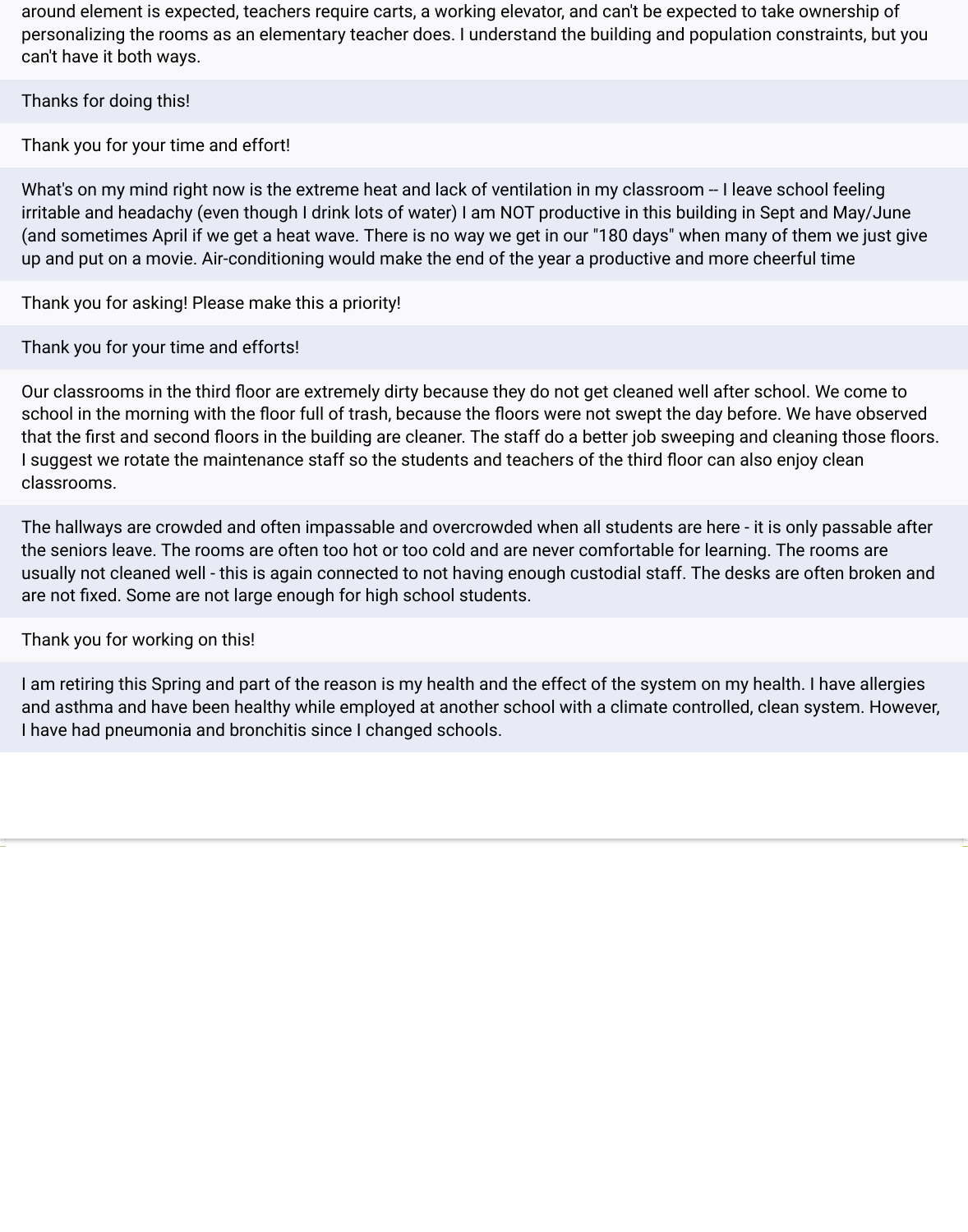around element is expected, teachers require carts, a working elevator, and can't be expected to take ownership of personalizing the rooms as an elementary teacher does. I understand the building and population constraints, but you can't have it both ways.

Thanks for doing this!

Thank you for your time and effort!

What's on my mind right now is the extreme heat and lack of ventilation in my classroom -- I leave school feeling irritable and headachy (even though I drink lots of water) I am NOT productive in this building in Sept and May/June (and sometimes April if we get a heat wave. There is no way we get in our "180 days" when many of them we just give up and put on a movie. Air-conditioning would make the end of the year a productive and more cheerful time

Thank you for asking! Please make this a priority!

Thank you for your time and efforts!

Our classrooms in the third floor are extremely dirty because they do not get cleaned well after school. We come to school in the morning with the floor full of trash, because the floors were not swept the day before. We have observed that the first and second floors in the building are cleaner. The staff do a better job sweeping and cleaning those floors. I suggest we rotate the maintenance staff so the students and teachers of the third floor can also enjoy clean classrooms.

The hallways are crowded and often impassable and overcrowded when all students are here - it is only passable after the seniors leave. The rooms are often too hot or too cold and are never comfortable for learning. The rooms are usually not cleaned well - this is again connected to not having enough custodial staff. The desks are often broken and are not fixed. Some are not large enough for high school students.

Thank you for working on this!

I am retiring this Spring and part of the reason is my health and the effect of the system on my health. I have allergies and asthma and have been healthy while employed at another school with a climate controlled, clean system. However, I have had pneumonia and bronchitis since I changed schools.